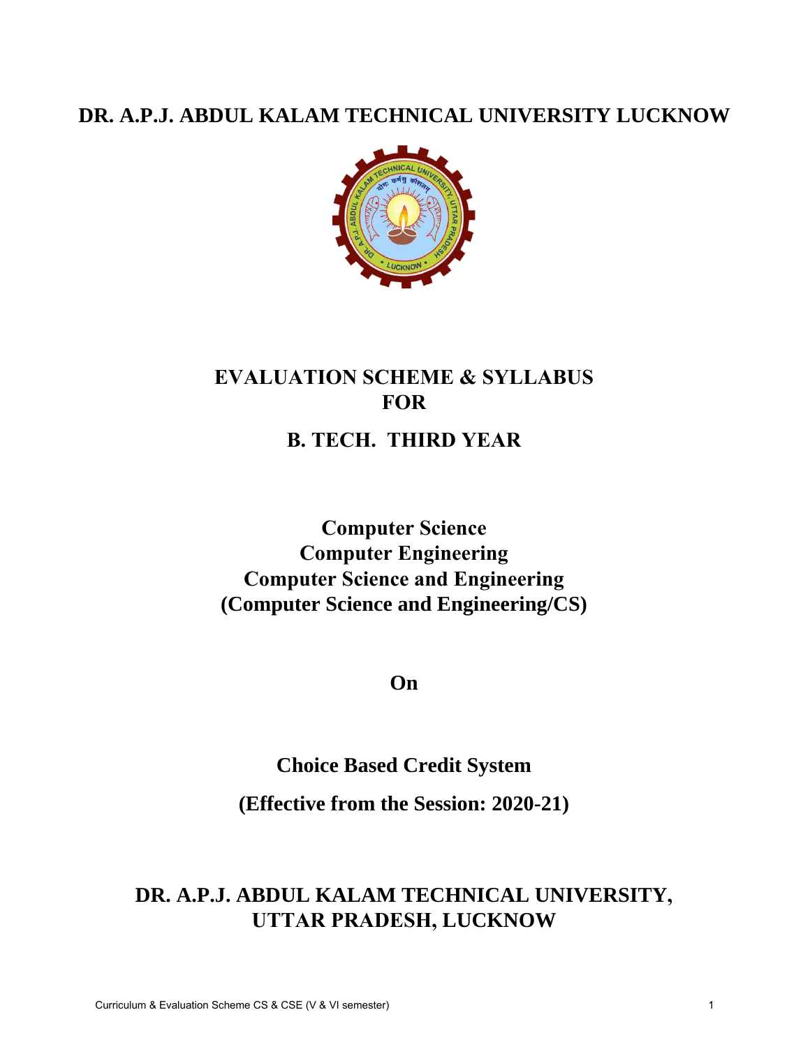# DR. A.P.J. ABDUL KALAM TECHNICAL UNIVERSITY LUCKNOW

## EVALUATION SCHEME & SYLLABUS
## FOR
## B. TECH. THIRD YEAR

**Computer Science**
**Computer Engineering**
**Computer Science and Engineering**
**(Computer Science and Engineering/CS)**

**On**

**Choice Based Credit System**

**(Effective from the Session: 2020-21)**

## DR. A.P.J. ABDUL KALAM TECHNICAL UNIVERSITY, UTTAR PRADESH, LUCKNOW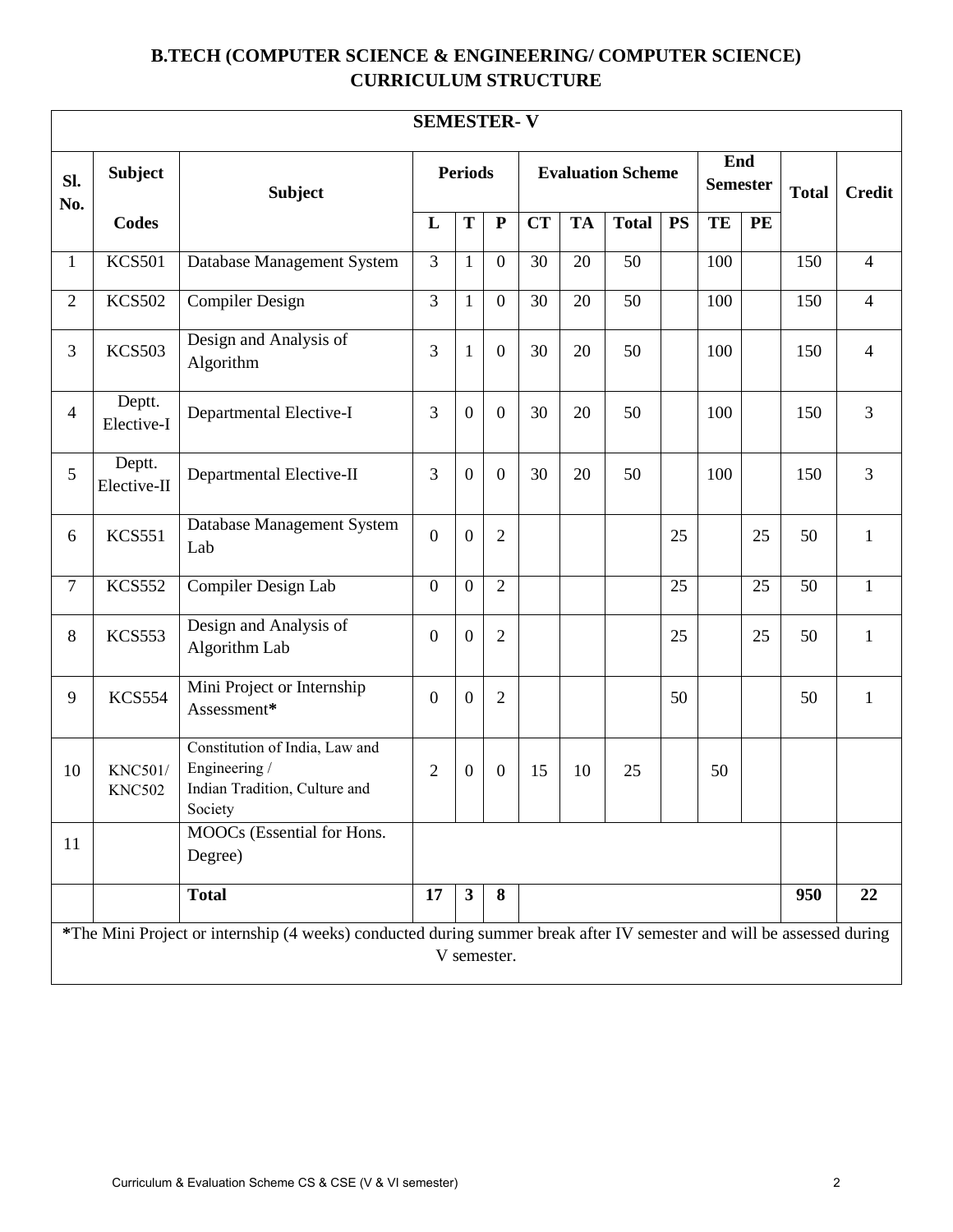# B.TECH (COMPUTER SCIENCE & ENGINEERING/ COMPUTER SCIENCE) CURRICULUM STRUCTURE

## SEMESTER- V

| Sl. No. | Subject Codes | Subject | Periods | | | Evaluation Scheme | | | | End Semester | | Total | Credit |
|---|---|---|---|---|---|---|---|---|---|---|---|---|---|
| | | | L | T | P | CT | TA | Total | PS | TE | PE | | |
| 1 | KCS501 | Database Management System | 3 | 1 | 0 | 30 | 20 | 50 | | 100 | | 150 | 4 |
| 2 | KCS502 | Compiler Design | 3 | 1 | 0 | 30 | 20 | 50 | | 100 | | 150 | 4 |
| 3 | KCS503 | Design and Analysis of Algorithm | 3 | 1 | 0 | 30 | 20 | 50 | | 100 | | 150 | 4 |
| 4 | Deptt. Elective-I | Departmental Elective-I | 3 | 0 | 0 | 30 | 20 | 50 | | 100 | | 150 | 3 |
| 5 | Deptt. Elective-II | Departmental Elective-II | 3 | 0 | 0 | 30 | 20 | 50 | | 100 | | 150 | 3 |
| 6 | KCS551 | Database Management System Lab | 0 | 0 | 2 | | | | 25 | | 25 | 50 | 1 |
| 7 | KCS552 | Compiler Design Lab | 0 | 0 | 2 | | | | 25 | | 25 | 50 | 1 |
| 8 | KCS553 | Design and Analysis of Algorithm Lab | 0 | 0 | 2 | | | | 25 | | 25 | 50 | 1 |
| 9 | KCS554 | Mini Project or Internship Assessment* | 0 | 0 | 2 | | | | 50 | | | 50 | 1 |
| 10 | KNC501/ KNC502 | Constitution of India, Law and Engineering / Indian Tradition, Culture and Society | 2 | 0 | 0 | 15 | 10 | 25 | | 50 | | | |
| 11 | | MOOCs (Essential for Hons. Degree) | | | | | | | | | | | |
| | | **Total** | **17** | **3** | **8** | | | | | | | **950** | **22** |

*The Mini Project or internship (4 weeks) conducted during summer break after IV semester and will be assessed during V semester.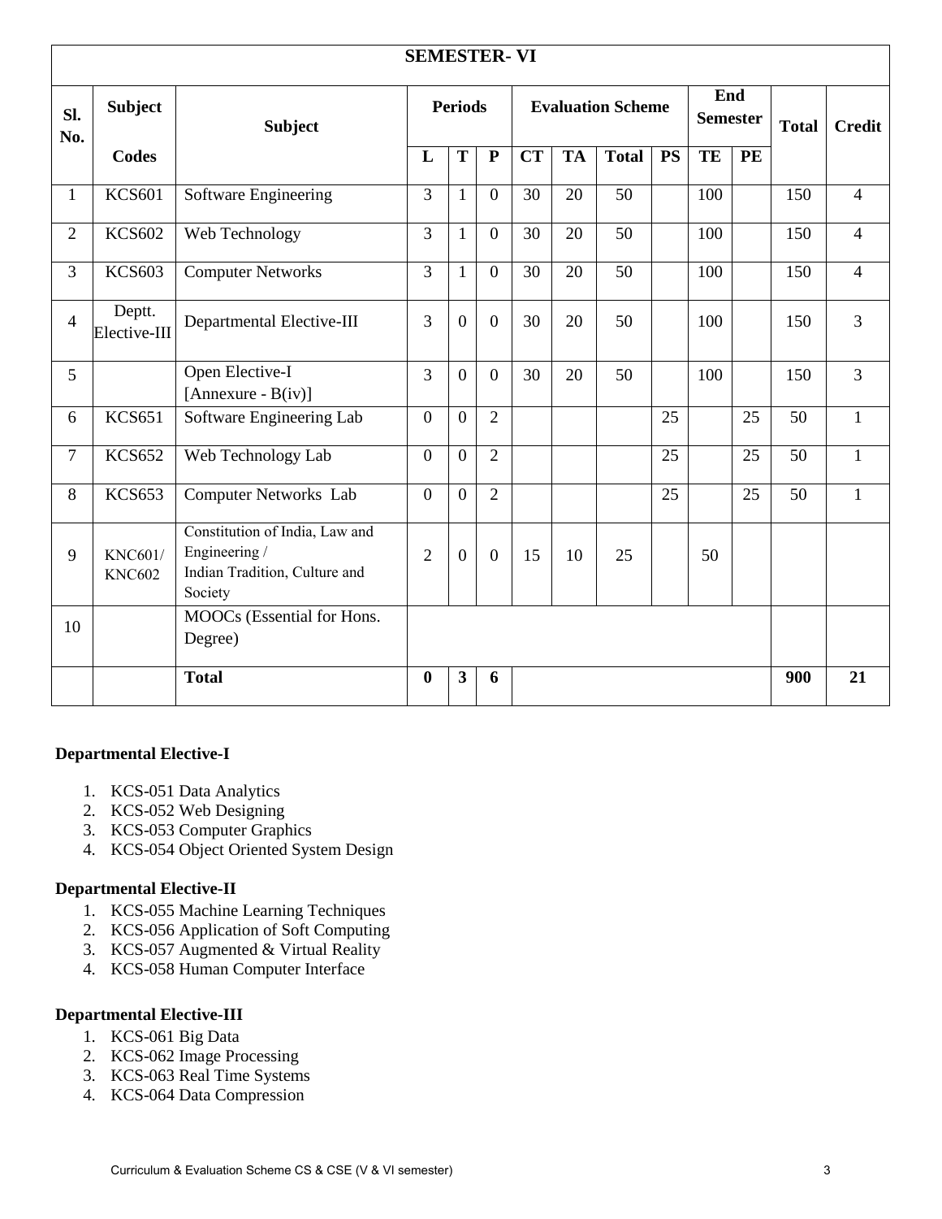## SEMESTER- VI

| Sl. No. | Subject Codes | Subject | Periods | | | Evaluation Scheme | | | | End Semester | | Total | Credit |
|---|---|---|---|---|---|---|---|---|---|---|---|---|---|
| | | | L | T | P | CT | TA | Total | PS | TE | PE | | |
| 1 | KCS601 | Software Engineering | 3 | 1 | 0 | 30 | 20 | 50 | | 100 | | 150 | 4 |
| 2 | KCS602 | Web Technology | 3 | 1 | 0 | 30 | 20 | 50 | | 100 | | 150 | 4 |
| 3 | KCS603 | Computer Networks | 3 | 1 | 0 | 30 | 20 | 50 | | 100 | | 150 | 4 |
| 4 | Deptt. Elective-III | Departmental Elective-III | 3 | 0 | 0 | 30 | 20 | 50 | | 100 | | 150 | 3 |
| 5 | | Open Elective-I [Annexure - B(iv)] | 3 | 0 | 0 | 30 | 20 | 50 | | 100 | | 150 | 3 |
| 6 | KCS651 | Software Engineering Lab | 0 | 0 | 2 | | | | 25 | | 25 | 50 | 1 |
| 7 | KCS652 | Web Technology Lab | 0 | 0 | 2 | | | | 25 | | 25 | 50 | 1 |
| 8 | KCS653 | Computer Networks Lab | 0 | 0 | 2 | | | | 25 | | 25 | 50 | 1 |
| 9 | KNC601/ KNC602 | Constitution of India, Law and Engineering / Indian Tradition, Culture and Society | 2 | 0 | 0 | 15 | 10 | 25 | | 50 | | | |
| 10 | | MOOCs (Essential for Hons. Degree) | | | | | | | | | | | |
| | | **Total** | **0** | **3** | **6** | | | | | | | **900** | **21** |

**Departmental Elective-I**

1. KCS-051 Data Analytics
2. KCS-052 Web Designing
3. KCS-053 Computer Graphics
4. KCS-054 Object Oriented System Design

**Departmental Elective-II**

1. KCS-055 Machine Learning Techniques
2. KCS-056 Application of Soft Computing
3. KCS-057 Augmented & Virtual Reality
4. KCS-058 Human Computer Interface

**Departmental Elective-III**

1. KCS-061 Big Data
2. KCS-062 Image Processing
3. KCS-063 Real Time Systems
4. KCS-064 Data Compression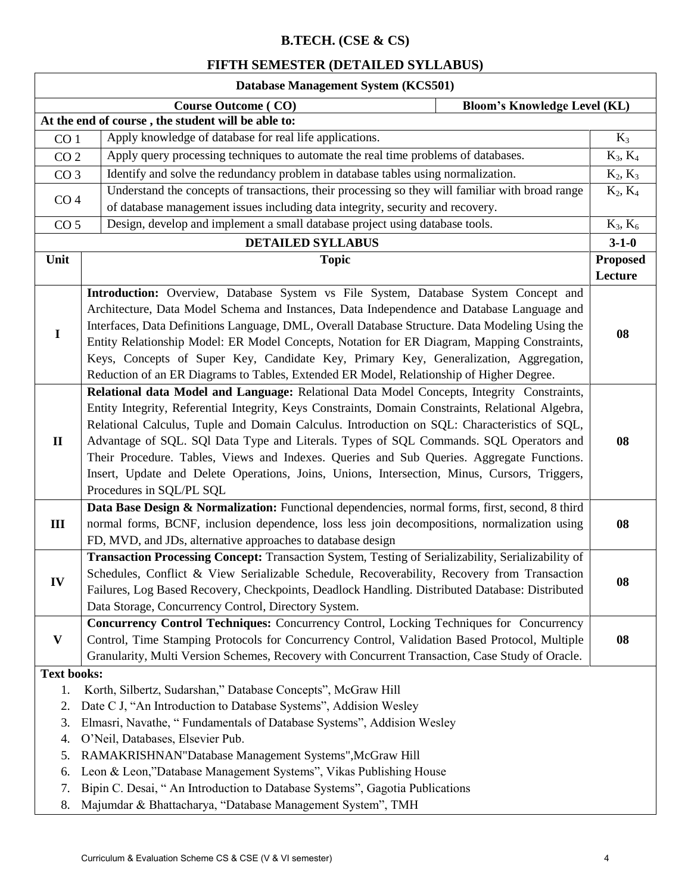# B.TECH. (CSE & CS)

## FIFTH SEMESTER (DETAILED SYLLABUS)

| Database Management System (KCS501) | | |
|---|---|---|
| **Course Outcome ( CO)** | | **Bloom's Knowledge Level (KL)** |
| **At the end of course , the student will be able to:** | | |
| CO 1 | Apply knowledge of database for real life applications. | $K_3$ |
| CO 2 | Apply query processing techniques to automate the real time problems of databases. | $K_3$, $K_4$ |
| CO 3 | Identify and solve the redundancy problem in database tables using normalization. | $K_2$, $K_3$ |
| CO 4 | Understand the concepts of transactions, their processing so they will familiar with broad range of database management issues including data integrity, security and recovery. | $K_2$, $K_4$ |
| CO 5 | Design, develop and implement a small database project using database tools. | $K_3$, $K_6$ |

| **DETAILED SYLLABUS** | | **3-1-0** |
|---|---|---|
| **Unit** | **Topic** | **Proposed Lecture** |
| **I** | **Introduction:** Overview, Database System vs File System, Database System Concept and Architecture, Data Model Schema and Instances, Data Independence and Database Language and Interfaces, Data Definitions Language, DML, Overall Database Structure. Data Modeling Using the Entity Relationship Model: ER Model Concepts, Notation for ER Diagram, Mapping Constraints, Keys, Concepts of Super Key, Candidate Key, Primary Key, Generalization, Aggregation, Reduction of an ER Diagrams to Tables, Extended ER Model, Relationship of Higher Degree. | **08** |
| **II** | **Relational data Model and Language:** Relational Data Model Concepts, Integrity Constraints, Entity Integrity, Referential Integrity, Keys Constraints, Domain Constraints, Relational Algebra, Relational Calculus, Tuple and Domain Calculus. Introduction on SQL: Characteristics of SQL, Advantage of SQL. SQl Data Type and Literals. Types of SQL Commands. SQL Operators and Their Procedure. Tables, Views and Indexes. Queries and Sub Queries. Aggregate Functions. Insert, Update and Delete Operations, Joins, Unions, Intersection, Minus, Cursors, Triggers, Procedures in SQL/PL SQL | **08** |
| **III** | **Data Base Design & Normalization:** Functional dependencies, normal forms, first, second, 8 third normal forms, BCNF, inclusion dependence, loss less join decompositions, normalization using FD, MVD, and JDs, alternative approaches to database design | **08** |
| **IV** | **Transaction Processing Concept:** Transaction System, Testing of Serializability, Serializability of Schedules, Conflict & View Serializable Schedule, Recoverability, Recovery from Transaction Failures, Log Based Recovery, Checkpoints, Deadlock Handling. Distributed Database: Distributed Data Storage, Concurrency Control, Directory System. | **08** |
| **V** | **Concurrency Control Techniques:** Concurrency Control, Locking Techniques for Concurrency Control, Time Stamping Protocols for Concurrency Control, Validation Based Protocol, Multiple Granularity, Multi Version Schemes, Recovery with Concurrent Transaction, Case Study of Oracle. | **08** |

**Text books:**

1. Korth, Silbertz, Sudarshan," Database Concepts", McGraw Hill
2. Date C J, "An Introduction to Database Systems", Addision Wesley
3. Elmasri, Navathe, " Fundamentals of Database Systems", Addision Wesley
4. O'Neil, Databases, Elsevier Pub.
5. RAMAKRISHNAN"Database Management Systems",McGraw Hill
6. Leon & Leon,"Database Management Systems", Vikas Publishing House
7. Bipin C. Desai, " An Introduction to Database Systems", Gagotia Publications
8. Majumdar & Bhattacharya, "Database Management System", TMH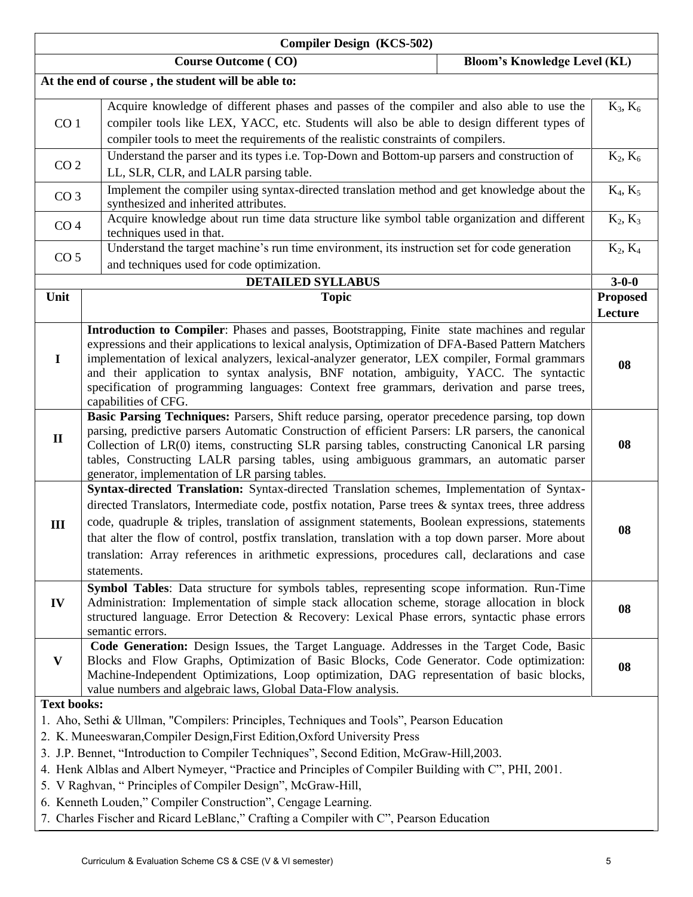## Compiler Design (KCS-502)

| Course Outcome ( CO) | | Bloom's Knowledge Level (KL) |
|---|---|---|
| **At the end of course , the student will be able to:** | | |
| CO 1 | Acquire knowledge of different phases and passes of the compiler and also able to use the compiler tools like LEX, YACC, etc. Students will also be able to design different types of compiler tools to meet the requirements of the realistic constraints of compilers. | $K_3$, $K_6$ |
| CO 2 | Understand the parser and its types i.e. Top-Down and Bottom-up parsers and construction of LL, SLR, CLR, and LALR parsing table. | $K_2$, $K_6$ |
| CO 3 | Implement the compiler using syntax-directed translation method and get knowledge about the synthesized and inherited attributes. | $K_4$, $K_5$ |
| CO 4 | Acquire knowledge about run time data structure like symbol table organization and different techniques used in that. | $K_2$, $K_3$ |
| CO 5 | Understand the target machine's run time environment, its instruction set for code generation and techniques used for code optimization. | $K_2$, $K_4$ |

| Unit | DETAILED SYLLABUS<br>Topic | 3-0-0<br>Proposed Lecture |
|---|---|---|
| I | **Introduction to Compiler**: Phases and passes, Bootstrapping, Finite state machines and regular expressions and their applications to lexical analysis, Optimization of DFA-Based Pattern Matchers implementation of lexical analyzers, lexical-analyzer generator, LEX compiler, Formal grammars and their application to syntax analysis, BNF notation, ambiguity, YACC. The syntactic specification of programming languages: Context free grammars, derivation and parse trees, capabilities of CFG. | 08 |
| II | **Basic Parsing Techniques:** Parsers, Shift reduce parsing, operator precedence parsing, top down parsing, predictive parsers Automatic Construction of efficient Parsers: LR parsers, the canonical Collection of LR(0) items, constructing SLR parsing tables, constructing Canonical LR parsing tables, Constructing LALR parsing tables, using ambiguous grammars, an automatic parser generator, implementation of LR parsing tables. | 08 |
| III | **Syntax-directed Translation:** Syntax-directed Translation schemes, Implementation of Syntax-directed Translators, Intermediate code, postfix notation, Parse trees & syntax trees, three address code, quadruple & triples, translation of assignment statements, Boolean expressions, statements that alter the flow of control, postfix translation, translation with a top down parser. More about translation: Array references in arithmetic expressions, procedures call, declarations and case statements. | 08 |
| IV | **Symbol Tables**: Data structure for symbols tables, representing scope information. Run-Time Administration: Implementation of simple stack allocation scheme, storage allocation in block structured language. Error Detection & Recovery: Lexical Phase errors, syntactic phase errors semantic errors. | 08 |
| V | **Code Generation:** Design Issues, the Target Language. Addresses in the Target Code, Basic Blocks and Flow Graphs, Optimization of Basic Blocks, Code Generator. Code optimization: Machine-Independent Optimizations, Loop optimization, DAG representation of basic blocks, value numbers and algebraic laws, Global Data-Flow analysis. | 08 |

**Text books:**

1. Aho, Sethi & Ullman, "Compilers: Principles, Techniques and Tools", Pearson Education
2. K. Muneeswaran,Compiler Design,First Edition,Oxford University Press
3. J.P. Bennet, "Introduction to Compiler Techniques", Second Edition, McGraw-Hill,2003.
4. Henk Alblas and Albert Nymeyer, "Practice and Principles of Compiler Building with C", PHI, 2001.
5. V Raghvan, " Principles of Compiler Design", McGraw-Hill,
6. Kenneth Louden," Compiler Construction", Cengage Learning.
7. Charles Fischer and Ricard LeBlanc," Crafting a Compiler with C", Pearson Education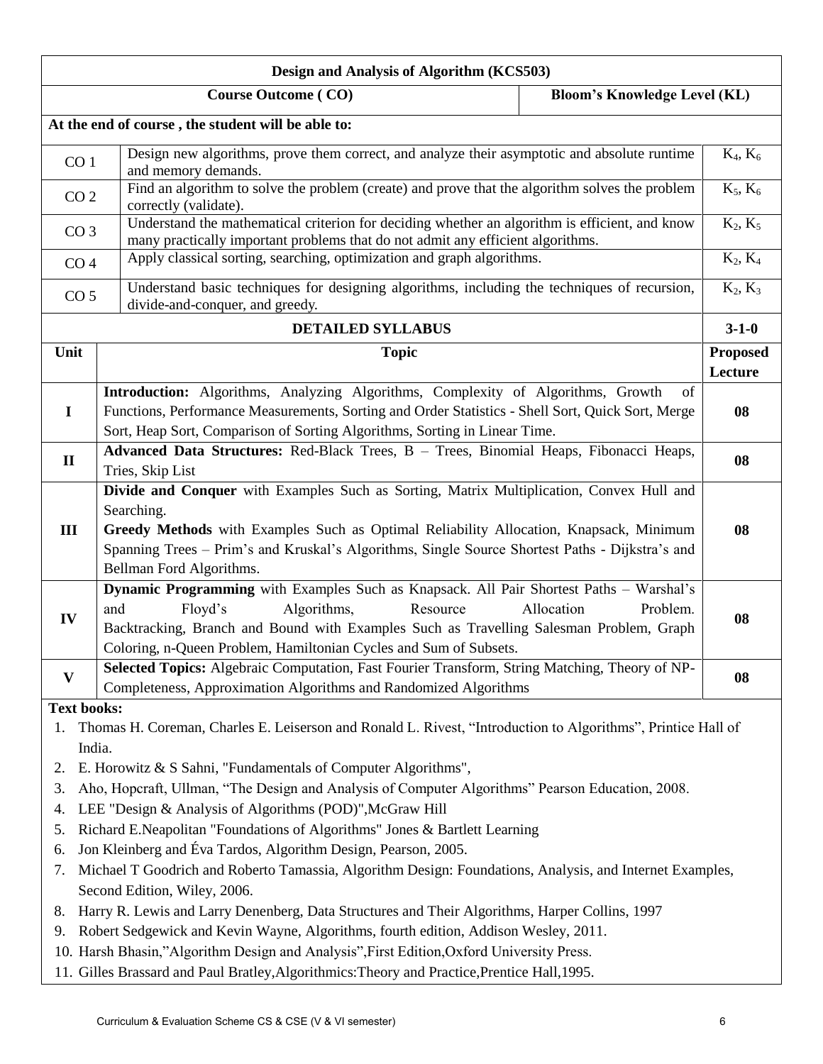## Design and Analysis of Algorithm (KCS503)

| | Course Outcome ( CO) | Bloom's Knowledge Level (KL) |
|---|---|---|
| **At the end of course , the student will be able to:** | | |
| CO 1 | Design new algorithms, prove them correct, and analyze their asymptotic and absolute runtime and memory demands. | $K_4$, $K_6$ |
| CO 2 | Find an algorithm to solve the problem (create) and prove that the algorithm solves the problem correctly (validate). | $K_5$, $K_6$ |
| CO 3 | Understand the mathematical criterion for deciding whether an algorithm is efficient, and know many practically important problems that do not admit any efficient algorithms. | $K_2$, $K_5$ |
| CO 4 | Apply classical sorting, searching, optimization and graph algorithms. | $K_2$, $K_4$ |
| CO 5 | Understand basic techniques for designing algorithms, including the techniques of recursion, divide-and-conquer, and greedy. | $K_2$, $K_3$ |

### DETAILED SYLLABUS (3-1-0)

| Unit | Topic | Proposed Lecture |
|---|---|---|
| I | **Introduction:** Algorithms, Analyzing Algorithms, Complexity of Algorithms, Growth of Functions, Performance Measurements, Sorting and Order Statistics - Shell Sort, Quick Sort, Merge Sort, Heap Sort, Comparison of Sorting Algorithms, Sorting in Linear Time. | 08 |
| II | **Advanced Data Structures:** Red-Black Trees, B – Trees, Binomial Heaps, Fibonacci Heaps, Tries, Skip List | 08 |
| III | **Divide and Conquer** with Examples Such as Sorting, Matrix Multiplication, Convex Hull and Searching. **Greedy Methods** with Examples Such as Optimal Reliability Allocation, Knapsack, Minimum Spanning Trees – Prim's and Kruskal's Algorithms, Single Source Shortest Paths - Dijkstra's and Bellman Ford Algorithms. | 08 |
| IV | **Dynamic Programming** with Examples Such as Knapsack. All Pair Shortest Paths – Warshal's and Floyd's Algorithms, Resource Allocation Problem. Backtracking, Branch and Bound with Examples Such as Travelling Salesman Problem, Graph Coloring, n-Queen Problem, Hamiltonian Cycles and Sum of Subsets. | 08 |
| V | **Selected Topics:** Algebraic Computation, Fast Fourier Transform, String Matching, Theory of NP-Completeness, Approximation Algorithms and Randomized Algorithms | 08 |

**Text books:**

1. Thomas H. Coreman, Charles E. Leiserson and Ronald L. Rivest, "Introduction to Algorithms", Printice Hall of India.
2. E. Horowitz & S Sahni, "Fundamentals of Computer Algorithms",
3. Aho, Hopcraft, Ullman, "The Design and Analysis of Computer Algorithms" Pearson Education, 2008.
4. LEE "Design & Analysis of Algorithms (POD)",McGraw Hill
5. Richard E.Neapolitan "Foundations of Algorithms" Jones & Bartlett Learning
6. Jon Kleinberg and Éva Tardos, Algorithm Design, Pearson, 2005.
7. Michael T Goodrich and Roberto Tamassia, Algorithm Design: Foundations, Analysis, and Internet Examples, Second Edition, Wiley, 2006.
8. Harry R. Lewis and Larry Denenberg, Data Structures and Their Algorithms, Harper Collins, 1997
9. Robert Sedgewick and Kevin Wayne, Algorithms, fourth edition, Addison Wesley, 2011.
10. Harsh Bhasin,"Algorithm Design and Analysis",First Edition,Oxford University Press.
11. Gilles Brassard and Paul Bratley,Algorithmics:Theory and Practice,Prentice Hall,1995.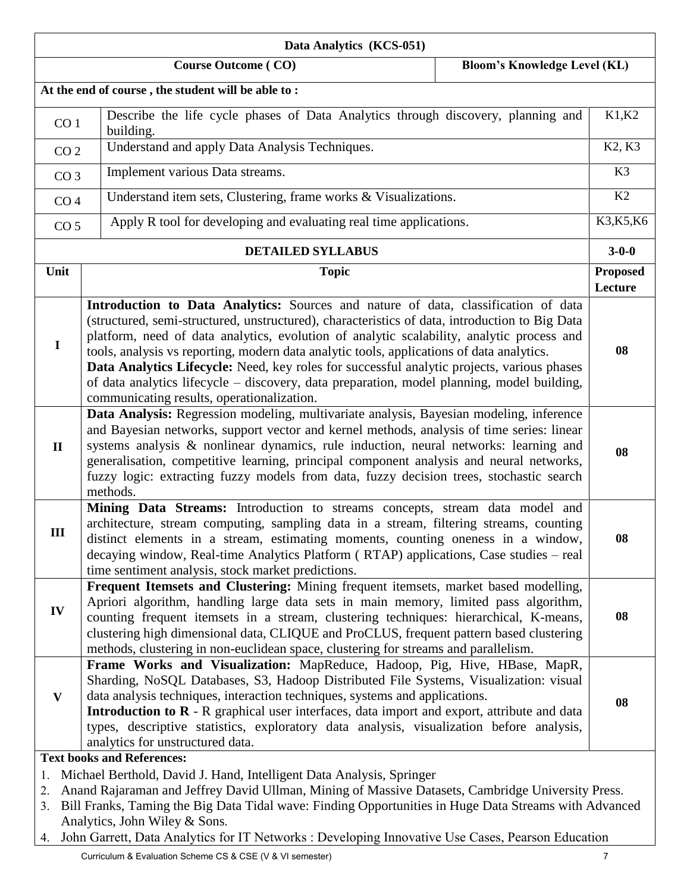## Data Analytics (KCS-051)

| | Course Outcome ( CO) | Bloom's Knowledge Level (KL) |
|---|---|---|
| **At the end of course , the student will be able to :** | | |
| CO 1 | Describe the life cycle phases of Data Analytics through discovery, planning and building. | K1,K2 |
| CO 2 | Understand and apply Data Analysis Techniques. | K2, K3 |
| CO 3 | Implement various Data streams. | K3 |
| CO 4 | Understand item sets, Clustering, frame works & Visualizations. | K2 |
| CO 5 | Apply R tool for developing and evaluating real time applications. | K3,K5,K6 |

| Unit | Topic | Proposed Lecture |
|---|---|---|
| | **DETAILED SYLLABUS** | **3-0-0** |
| I | **Introduction to Data Analytics:** Sources and nature of data, classification of data (structured, semi-structured, unstructured), characteristics of data, introduction to Big Data platform, need of data analytics, evolution of analytic scalability, analytic process and tools, analysis vs reporting, modern data analytic tools, applications of data analytics. **Data Analytics Lifecycle:** Need, key roles for successful analytic projects, various phases of data analytics lifecycle – discovery, data preparation, model planning, model building, communicating results, operationalization. | 08 |
| II | **Data Analysis:** Regression modeling, multivariate analysis, Bayesian modeling, inference and Bayesian networks, support vector and kernel methods, analysis of time series: linear systems analysis & nonlinear dynamics, rule induction, neural networks: learning and generalisation, competitive learning, principal component analysis and neural networks, fuzzy logic: extracting fuzzy models from data, fuzzy decision trees, stochastic search methods. | 08 |
| III | **Mining Data Streams:** Introduction to streams concepts, stream data model and architecture, stream computing, sampling data in a stream, filtering streams, counting distinct elements in a stream, estimating moments, counting oneness in a window, decaying window, Real-time Analytics Platform ( RTAP) applications, Case studies – real time sentiment analysis, stock market predictions. | 08 |
| IV | **Frequent Itemsets and Clustering:** Mining frequent itemsets, market based modelling, Apriori algorithm, handling large data sets in main memory, limited pass algorithm, counting frequent itemsets in a stream, clustering techniques: hierarchical, K-means, clustering high dimensional data, CLIQUE and ProCLUS, frequent pattern based clustering methods, clustering in non-euclidean space, clustering for streams and parallelism. | 08 |
| V | **Frame Works and Visualization:** MapReduce, Hadoop, Pig, Hive, HBase, MapR, Sharding, NoSQL Databases, S3, Hadoop Distributed File Systems, Visualization: visual data analysis techniques, interaction techniques, systems and applications. **Introduction to R** - R graphical user interfaces, data import and export, attribute and data types, descriptive statistics, exploratory data analysis, visualization before analysis, analytics for unstructured data. | 08 |

**Text books and References:**

1. Michael Berthold, David J. Hand, Intelligent Data Analysis, Springer
2. Anand Rajaraman and Jeffrey David Ullman, Mining of Massive Datasets, Cambridge University Press.
3. Bill Franks, Taming the Big Data Tidal wave: Finding Opportunities in Huge Data Streams with Advanced Analytics, John Wiley & Sons.
4. John Garrett, Data Analytics for IT Networks : Developing Innovative Use Cases, Pearson Education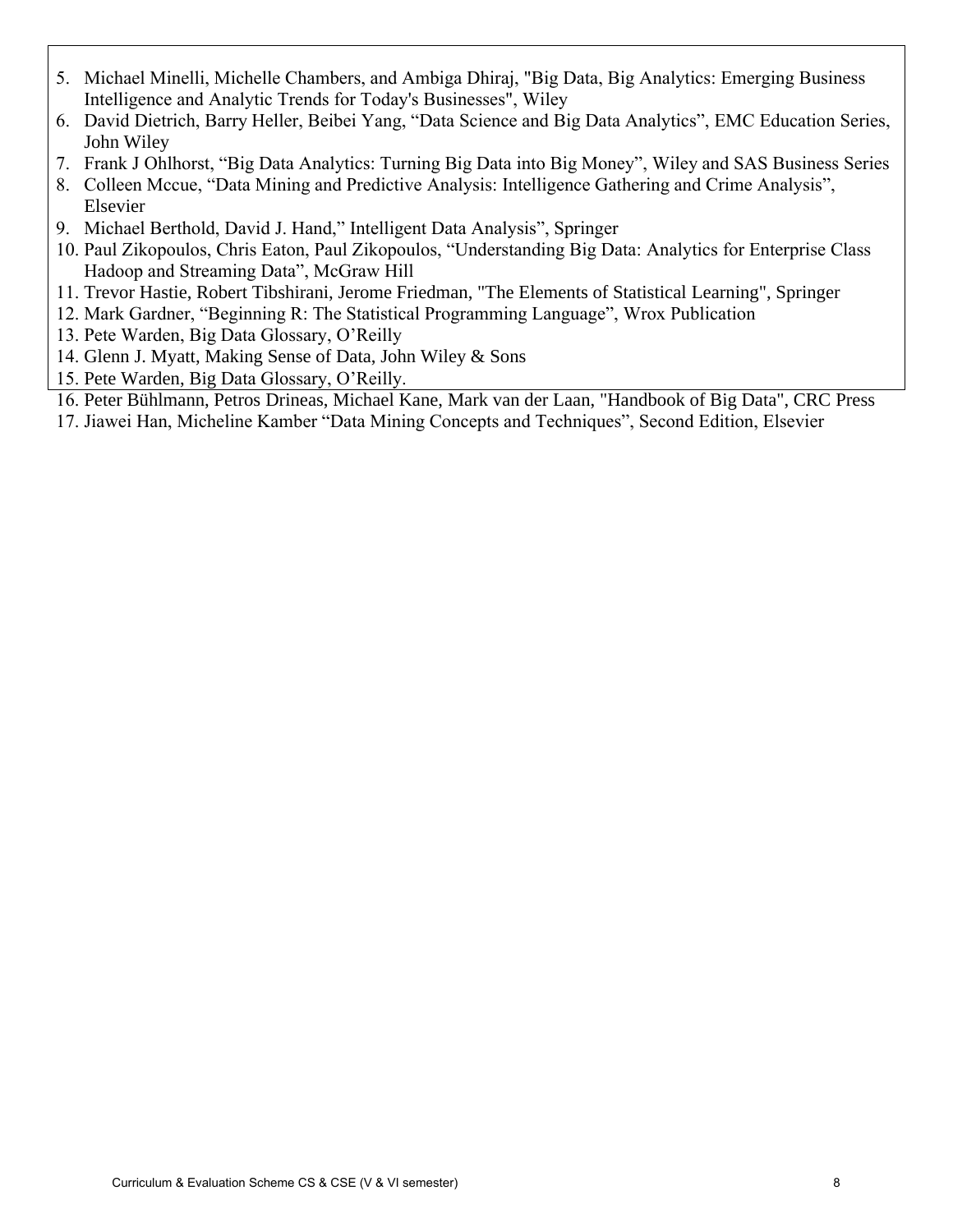5. Michael Minelli, Michelle Chambers, and Ambiga Dhiraj, "Big Data, Big Analytics: Emerging Business Intelligence and Analytic Trends for Today's Businesses", Wiley
6. David Dietrich, Barry Heller, Beibei Yang, “Data Science and Big Data Analytics”, EMC Education Series, John Wiley
7. Frank J Ohlhorst, “Big Data Analytics: Turning Big Data into Big Money”, Wiley and SAS Business Series
8. Colleen Mccue, “Data Mining and Predictive Analysis: Intelligence Gathering and Crime Analysis”, Elsevier
9. Michael Berthold, David J. Hand,” Intelligent Data Analysis”, Springer
10. Paul Zikopoulos, Chris Eaton, Paul Zikopoulos, “Understanding Big Data: Analytics for Enterprise Class Hadoop and Streaming Data”, McGraw Hill
11. Trevor Hastie, Robert Tibshirani, Jerome Friedman, "The Elements of Statistical Learning", Springer
12. Mark Gardner, “Beginning R: The Statistical Programming Language”, Wrox Publication
13. Pete Warden, Big Data Glossary, O’Reilly
14. Glenn J. Myatt, Making Sense of Data, John Wiley & Sons
15. Pete Warden, Big Data Glossary, O’Reilly.
16. Peter Bühlmann, Petros Drineas, Michael Kane, Mark van der Laan, "Handbook of Big Data", CRC Press
17. Jiawei Han, Micheline Kamber “Data Mining Concepts and Techniques”, Second Edition, Elsevier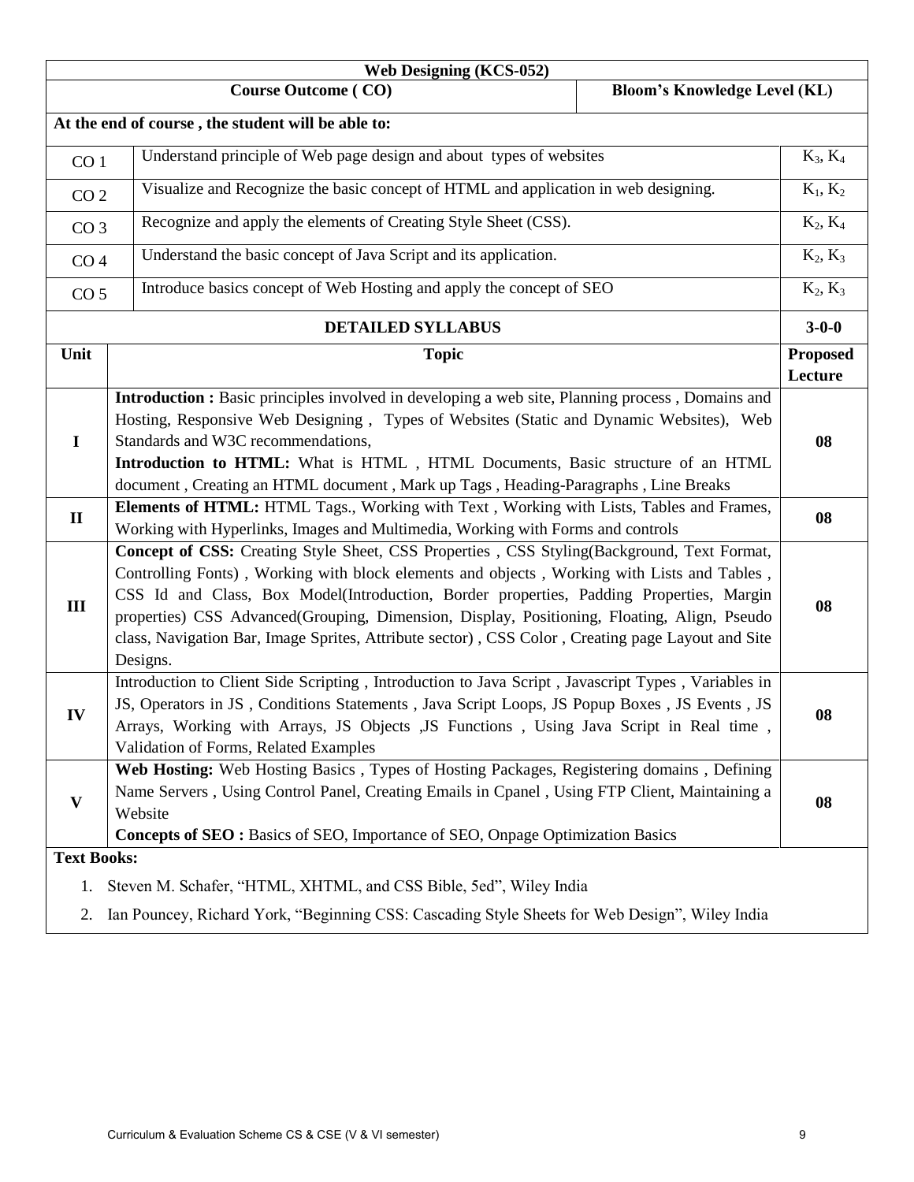## Web Designing (KCS-052)

| Course Outcome ( CO) | | Bloom's Knowledge Level (KL) |
|---|---|---|
| **At the end of course , the student will be able to:** | | |
| CO 1 | Understand principle of Web page design and about types of websites | $K_3$, $K_4$ |
| CO 2 | Visualize and Recognize the basic concept of HTML and application in web designing. | $K_1$, $K_2$ |
| CO 3 | Recognize and apply the elements of Creating Style Sheet (CSS). | $K_2$, $K_4$ |
| CO 4 | Understand the basic concept of Java Script and its application. | $K_2$, $K_3$ |
| CO 5 | Introduce basics concept of Web Hosting and apply the concept of SEO | $K_2$, $K_3$ |

### DETAILED SYLLABUS — 3-0-0

| Unit | Topic | Proposed Lecture |
|---|---|---|
| I | **Introduction :** Basic principles involved in developing a web site, Planning process , Domains and Hosting, Responsive Web Designing , Types of Websites (Static and Dynamic Websites), Web Standards and W3C recommendations, **Introduction to HTML:** What is HTML , HTML Documents, Basic structure of an HTML document , Creating an HTML document , Mark up Tags , Heading-Paragraphs , Line Breaks | 08 |
| II | **Elements of HTML:** HTML Tags., Working with Text , Working with Lists, Tables and Frames, Working with Hyperlinks, Images and Multimedia, Working with Forms and controls | 08 |
| III | **Concept of CSS:** Creating Style Sheet, CSS Properties , CSS Styling(Background, Text Format, Controlling Fonts) , Working with block elements and objects , Working with Lists and Tables , CSS Id and Class, Box Model(Introduction, Border properties, Padding Properties, Margin properties) CSS Advanced(Grouping, Dimension, Display, Positioning, Floating, Align, Pseudo class, Navigation Bar, Image Sprites, Attribute sector) , CSS Color , Creating page Layout and Site Designs. | 08 |
| IV | Introduction to Client Side Scripting , Introduction to Java Script , Javascript Types , Variables in JS, Operators in JS , Conditions Statements , Java Script Loops, JS Popup Boxes , JS Events , JS Arrays, Working with Arrays, JS Objects ,JS Functions , Using Java Script in Real time , Validation of Forms, Related Examples | 08 |
| V | **Web Hosting:** Web Hosting Basics , Types of Hosting Packages, Registering domains , Defining Name Servers , Using Control Panel, Creating Emails in Cpanel , Using FTP Client, Maintaining a Website **Concepts of SEO :** Basics of SEO, Importance of SEO, Onpage Optimization Basics | 08 |

**Text Books:**

1. Steven M. Schafer, "HTML, XHTML, and CSS Bible, 5ed", Wiley India
2. Ian Pouncey, Richard York, "Beginning CSS: Cascading Style Sheets for Web Design", Wiley India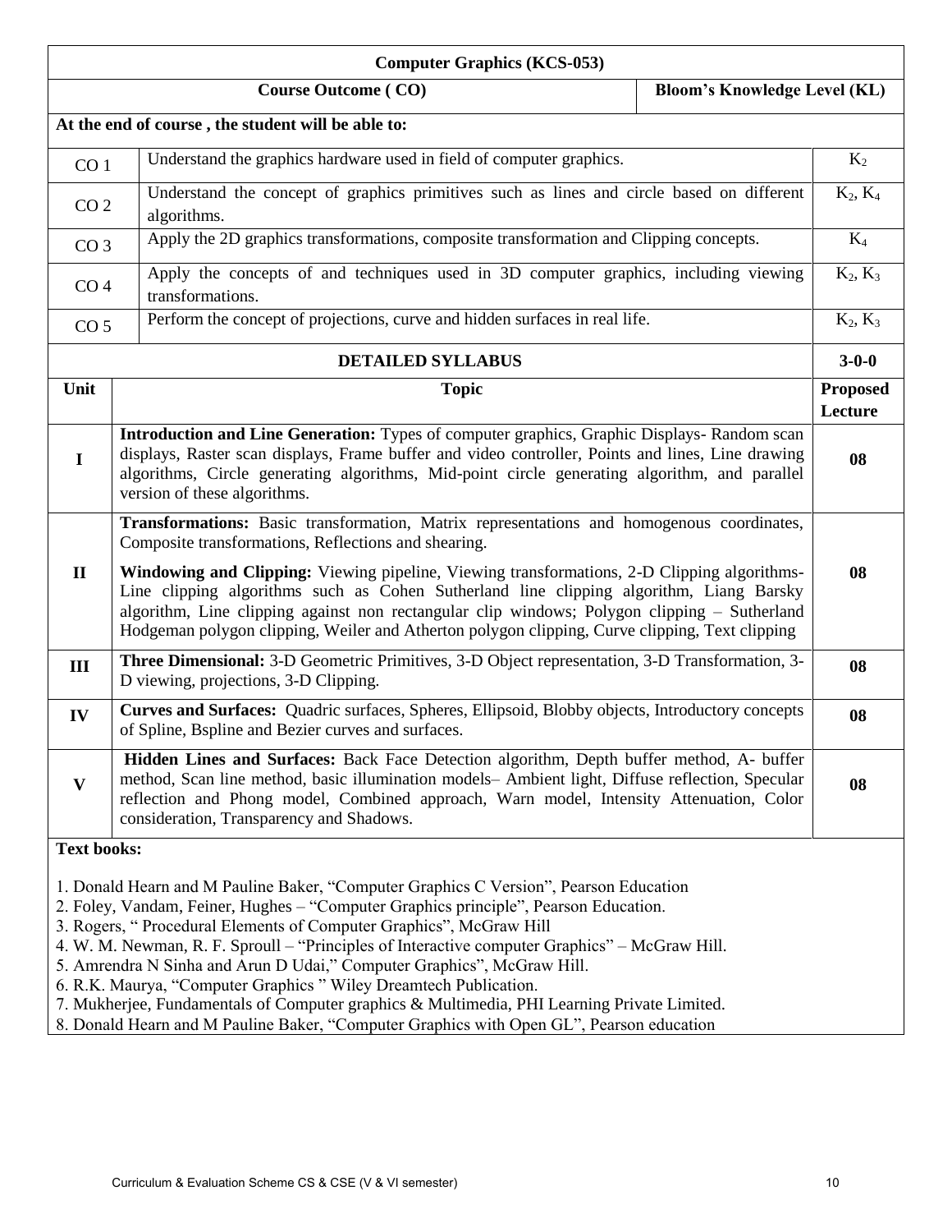# Computer Graphics (KCS-053)

| | Course Outcome ( CO) | Bloom's Knowledge Level (KL) |
|---|---|---|
| | **At the end of course , the student will be able to:** | |
| CO 1 | Understand the graphics hardware used in field of computer graphics. | $K_2$ |
| CO 2 | Understand the concept of graphics primitives such as lines and circle based on different algorithms. | $K_2$, $K_4$ |
| CO 3 | Apply the 2D graphics transformations, composite transformation and Clipping concepts. | $K_4$ |
| CO 4 | Apply the concepts of and techniques used in 3D computer graphics, including viewing transformations. | $K_2$, $K_3$ |
| CO 5 | Perform the concept of projections, curve and hidden surfaces in real life. | $K_2$, $K_3$ |

## DETAILED SYLLABUS

**3-0-0**

| Unit | Topic | Proposed Lecture |
|---|---|---|
| I | **Introduction and Line Generation:** Types of computer graphics, Graphic Displays- Random scan displays, Raster scan displays, Frame buffer and video controller, Points and lines, Line drawing algorithms, Circle generating algorithms, Mid-point circle generating algorithm, and parallel version of these algorithms. | 08 |
| II | **Transformations:** Basic transformation, Matrix representations and homogenous coordinates, Composite transformations, Reflections and shearing. **Windowing and Clipping:** Viewing pipeline, Viewing transformations, 2-D Clipping algorithms- Line clipping algorithms such as Cohen Sutherland line clipping algorithm, Liang Barsky algorithm, Line clipping against non rectangular clip windows; Polygon clipping – Sutherland Hodgeman polygon clipping, Weiler and Atherton polygon clipping, Curve clipping, Text clipping | 08 |
| III | **Three Dimensional:** 3-D Geometric Primitives, 3-D Object representation, 3-D Transformation, 3-D viewing, projections, 3-D Clipping. | 08 |
| IV | **Curves and Surfaces:** Quadric surfaces, Spheres, Ellipsoid, Blobby objects, Introductory concepts of Spline, Bspline and Bezier curves and surfaces. | 08 |
| V | **Hidden Lines and Surfaces:** Back Face Detection algorithm, Depth buffer method, A- buffer method, Scan line method, basic illumination models– Ambient light, Diffuse reflection, Specular reflection and Phong model, Combined approach, Warn model, Intensity Attenuation, Color consideration, Transparency and Shadows. | 08 |

**Text books:**

1. Donald Hearn and M Pauline Baker, "Computer Graphics C Version", Pearson Education
2. Foley, Vandam, Feiner, Hughes – "Computer Graphics principle", Pearson Education.
3. Rogers, " Procedural Elements of Computer Graphics", McGraw Hill
4. W. M. Newman, R. F. Sproull – "Principles of Interactive computer Graphics" – McGraw Hill.
5. Amrendra N Sinha and Arun D Udai," Computer Graphics", McGraw Hill.
6. R.K. Maurya, "Computer Graphics " Wiley Dreamtech Publication.
7. Mukherjee, Fundamentals of Computer graphics & Multimedia, PHI Learning Private Limited.
8. Donald Hearn and M Pauline Baker, "Computer Graphics with Open GL", Pearson education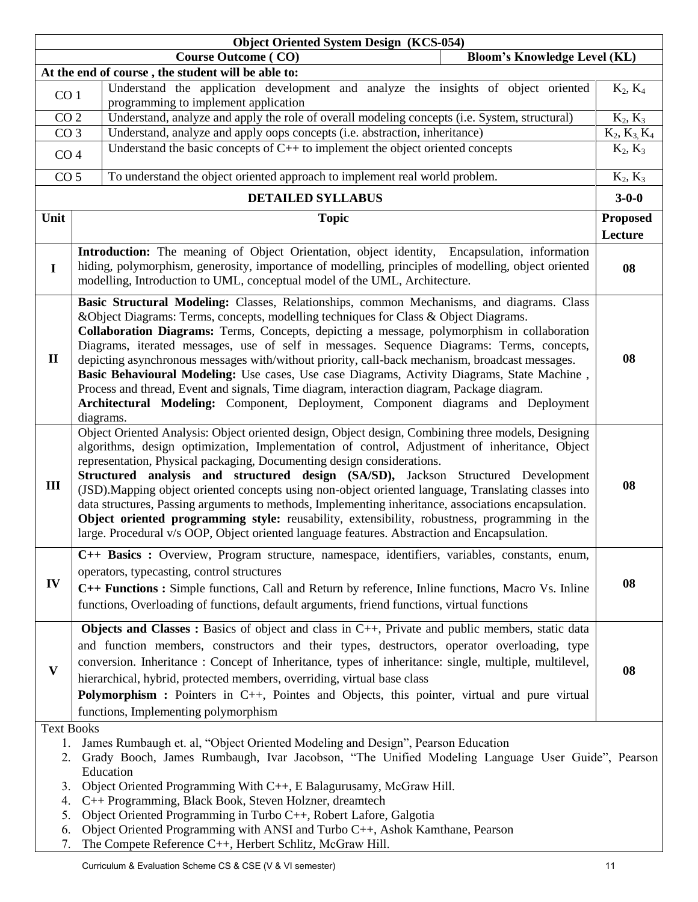## Object Oriented System Design (KCS-054)

| | Course Outcome ( CO) | Bloom's Knowledge Level (KL) |
|---|---|---|
| **At the end of course , the student will be able to:** | | |
| CO 1 | Understand the application development and analyze the insights of object oriented programming to implement application | $K_2$, $K_4$ |
| CO 2 | Understand, analyze and apply the role of overall modeling concepts (i.e. System, structural) | $K_2$, $K_3$ |
| CO 3 | Understand, analyze and apply oops concepts (i.e. abstraction, inheritance) | $K_2$, $K_3$, $K_4$ |
| CO 4 | Understand the basic concepts of C++ to implement the object oriented concepts | $K_2$, $K_3$ |
| CO 5 | To understand the object oriented approach to implement real world problem. | $K_2$, $K_3$ |

### DETAILED SYLLABUS (3-0-0)

| Unit | Topic | Proposed Lecture |
|---|---|---|
| I | **Introduction:** The meaning of Object Orientation, object identity, Encapsulation, information hiding, polymorphism, generosity, importance of modelling, principles of modelling, object oriented modelling, Introduction to UML, conceptual model of the UML, Architecture. | 08 |
| II | **Basic Structural Modeling:** Classes, Relationships, common Mechanisms, and diagrams. Class &Object Diagrams: Terms, concepts, modelling techniques for Class & Object Diagrams. **Collaboration Diagrams:** Terms, Concepts, depicting a message, polymorphism in collaboration Diagrams, iterated messages, use of self in messages. Sequence Diagrams: Terms, concepts, depicting asynchronous messages with/without priority, call-back mechanism, broadcast messages. **Basic Behavioural Modeling:** Use cases, Use case Diagrams, Activity Diagrams, State Machine , Process and thread, Event and signals, Time diagram, interaction diagram, Package diagram. **Architectural Modeling:** Component, Deployment, Component diagrams and Deployment diagrams. | 08 |
| III | Object Oriented Analysis: Object oriented design, Object design, Combining three models, Designing algorithms, design optimization, Implementation of control, Adjustment of inheritance, Object representation, Physical packaging, Documenting design considerations. **Structured analysis and structured design (SA/SD),** Jackson Structured Development (JSD).Mapping object oriented concepts using non-object oriented language, Translating classes into data structures, Passing arguments to methods, Implementing inheritance, associations encapsulation. **Object oriented programming style:** reusability, extensibility, robustness, programming in the large. Procedural v/s OOP, Object oriented language features. Abstraction and Encapsulation. | 08 |
| IV | **C++ Basics :** Overview, Program structure, namespace, identifiers, variables, constants, enum, operators, typecasting, control structures **C++ Functions :** Simple functions, Call and Return by reference, Inline functions, Macro Vs. Inline functions, Overloading of functions, default arguments, friend functions, virtual functions | 08 |
| V | **Objects and Classes :** Basics of object and class in C++, Private and public members, static data and function members, constructors and their types, destructors, operator overloading, type conversion. Inheritance : Concept of Inheritance, types of inheritance: single, multiple, multilevel, hierarchical, hybrid, protected members, overriding, virtual base class **Polymorphism :** Pointers in C++, Pointes and Objects, this pointer, virtual and pure virtual functions, Implementing polymorphism | 08 |

Text Books

1. James Rumbaugh et. al, "Object Oriented Modeling and Design", Pearson Education
2. Grady Booch, James Rumbaugh, Ivar Jacobson, "The Unified Modeling Language User Guide", Pearson Education
3. Object Oriented Programming With C++, E Balagurusamy, McGraw Hill.
4. C++ Programming, Black Book, Steven Holzner, dreamtech
5. Object Oriented Programming in Turbo C++, Robert Lafore, Galgotia
6. Object Oriented Programming with ANSI and Turbo C++, Ashok Kamthane, Pearson
7. The Compete Reference C++, Herbert Schlitz, McGraw Hill.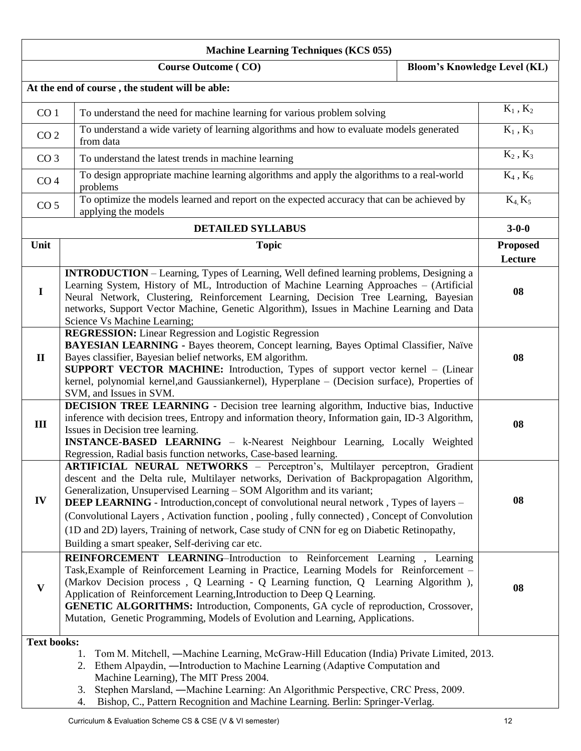## Machine Learning Techniques (KCS 055)

| | Course Outcome ( CO) | Bloom's Knowledge Level (KL) |
|---|---|---|
| **At the end of course , the student will be able:** | | |
| CO 1 | To understand the need for machine learning for various problem solving | $K_1$ , $K_2$ |
| CO 2 | To understand a wide variety of learning algorithms and how to evaluate models generated from data | $K_1$ , $K_3$ |
| CO 3 | To understand the latest trends in machine learning | $K_2$ , $K_3$ |
| CO 4 | To design appropriate machine learning algorithms and apply the algorithms to a real-world problems | $K_4$ , $K_6$ |
| CO 5 | To optimize the models learned and report on the expected accuracy that can be achieved by applying the models | $K_4$, $K_5$ |

| | DETAILED SYLLABUS | 3-0-0 |
|---|---|---|
| **Unit** | **Topic** | **Proposed Lecture** |
| **I** | **INTRODUCTION** – Learning, Types of Learning, Well defined learning problems, Designing a Learning System, History of ML, Introduction of Machine Learning Approaches – (Artificial Neural Network, Clustering, Reinforcement Learning, Decision Tree Learning, Bayesian networks, Support Vector Machine, Genetic Algorithm), Issues in Machine Learning and Data Science Vs Machine Learning; | **08** |
| **II** | **REGRESSION:** Linear Regression and Logistic Regression<br>**BAYESIAN LEARNING -** Bayes theorem, Concept learning, Bayes Optimal Classifier, Naïve Bayes classifier, Bayesian belief networks, EM algorithm.<br>**SUPPORT VECTOR MACHINE:** Introduction, Types of support vector kernel – (Linear kernel, polynomial kernel,and Gaussiankernel), Hyperplane – (Decision surface), Properties of SVM, and Issues in SVM. | **08** |
| **III** | **DECISION TREE LEARNING** - Decision tree learning algorithm, Inductive bias, Inductive inference with decision trees, Entropy and information theory, Information gain, ID-3 Algorithm, Issues in Decision tree learning.<br>**INSTANCE-BASED LEARNING** – k-Nearest Neighbour Learning, Locally Weighted Regression, Radial basis function networks, Case-based learning. | **08** |
| **IV** | **ARTIFICIAL NEURAL NETWORKS** – Perceptron's, Multilayer perceptron, Gradient descent and the Delta rule, Multilayer networks, Derivation of Backpropagation Algorithm, Generalization, Unsupervised Learning – SOM Algorithm and its variant;<br>**DEEP LEARNING** - Introduction,concept of convolutional neural network , Types of layers – (Convolutional Layers , Activation function , pooling , fully connected) , Concept of Convolution (1D and 2D) layers, Training of network, Case study of CNN for eg on Diabetic Retinopathy, Building a smart speaker, Self-deriving car etc. | **08** |
| **V** | **REINFORCEMENT LEARNING**–Introduction to Reinforcement Learning , Learning Task,Example of Reinforcement Learning in Practice, Learning Models for Reinforcement – (Markov Decision process , Q Learning - Q Learning function, Q Learning Algorithm ), Application of Reinforcement Learning,Introduction to Deep Q Learning.<br>**GENETIC ALGORITHMS:** Introduction, Components, GA cycle of reproduction, Crossover, Mutation, Genetic Programming, Models of Evolution and Learning, Applications. | **08** |

**Text books:**

1. Tom M. Mitchell, ―Machine Learning, McGraw-Hill Education (India) Private Limited, 2013.
2. Ethem Alpaydin, ―Introduction to Machine Learning (Adaptive Computation and Machine Learning), The MIT Press 2004.
3. Stephen Marsland, ―Machine Learning: An Algorithmic Perspective, CRC Press, 2009.
4. Bishop, C., Pattern Recognition and Machine Learning. Berlin: Springer-Verlag.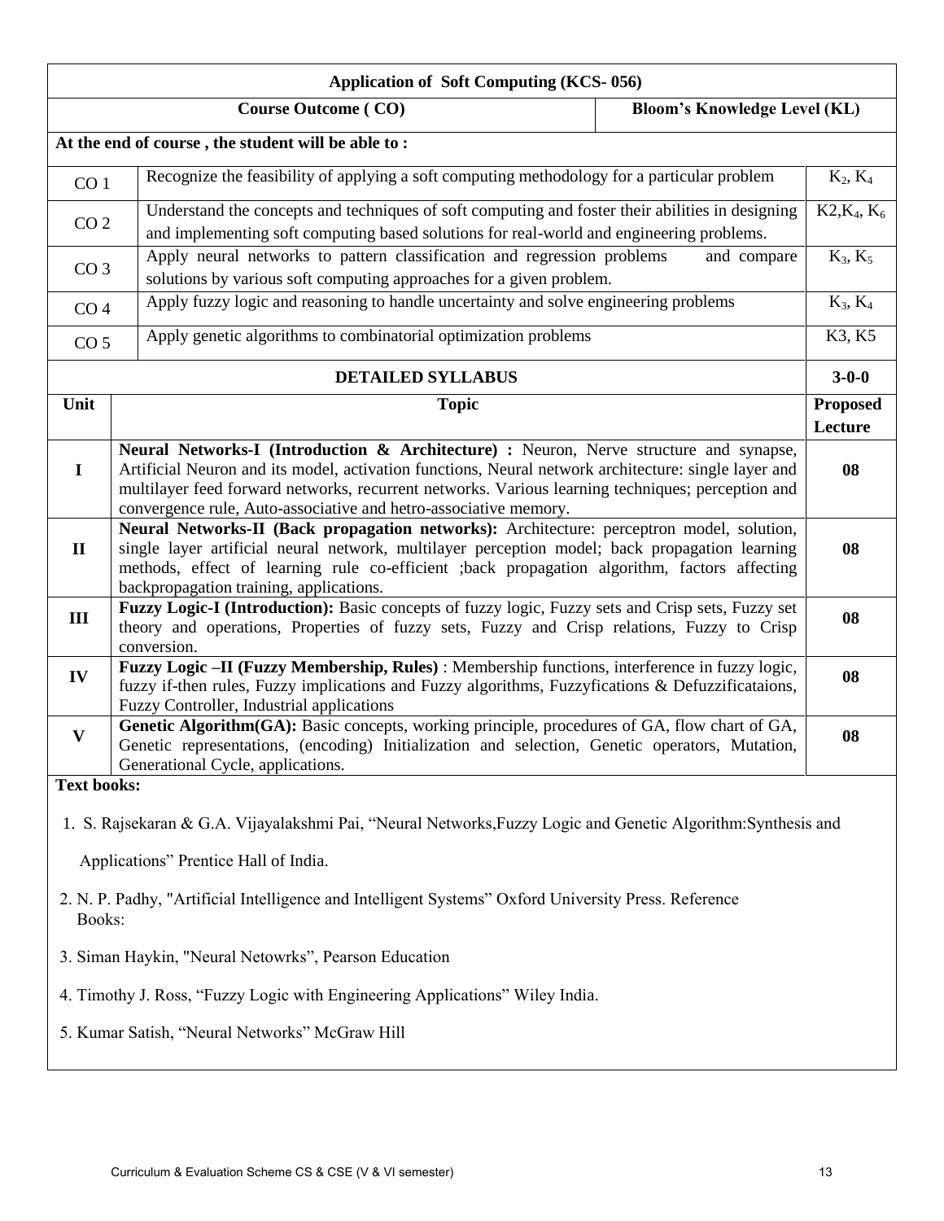## Application of Soft Computing (KCS- 056)

| Course Outcome ( CO) | | Bloom's Knowledge Level (KL) |
|---|---|---|
| **At the end of course , the student will be able to :** | | |
| CO 1 | Recognize the feasibility of applying a soft computing methodology for a particular problem | $K_2$, $K_4$ |
| CO 2 | Understand the concepts and techniques of soft computing and foster their abilities in designing and implementing soft computing based solutions for real-world and engineering problems. | K2,$K_4$, $K_6$ |
| CO 3 | Apply neural networks to pattern classification and regression problems and compare solutions by various soft computing approaches for a given problem. | $K_3$, $K_5$ |
| CO 4 | Apply fuzzy logic and reasoning to handle uncertainty and solve engineering problems | $K_3$, $K_4$ |
| CO 5 | Apply genetic algorithms to combinatorial optimization problems | K3, K5 |

| DETAILED SYLLABUS | | 3-0-0 |
|---|---|---|
| **Unit** | **Topic** | **Proposed Lecture** |
| I | **Neural Networks-I (Introduction & Architecture) :** Neuron, Nerve structure and synapse, Artificial Neuron and its model, activation functions, Neural network architecture: single layer and multilayer feed forward networks, recurrent networks. Various learning techniques; perception and convergence rule, Auto-associative and hetro-associative memory. | 08 |
| II | **Neural Networks-II (Back propagation networks):** Architecture: perceptron model, solution, single layer artificial neural network, multilayer perception model; back propagation learning methods, effect of learning rule co-efficient ;back propagation algorithm, factors affecting backpropagation training, applications. | 08 |
| III | **Fuzzy Logic-I (Introduction):** Basic concepts of fuzzy logic, Fuzzy sets and Crisp sets, Fuzzy set theory and operations, Properties of fuzzy sets, Fuzzy and Crisp relations, Fuzzy to Crisp conversion. | 08 |
| IV | **Fuzzy Logic –II (Fuzzy Membership, Rules)** : Membership functions, interference in fuzzy logic, fuzzy if-then rules, Fuzzy implications and Fuzzy algorithms, Fuzzyfications & Defuzzificataions, Fuzzy Controller, Industrial applications | 08 |
| V | **Genetic Algorithm(GA):** Basic concepts, working principle, procedures of GA, flow chart of GA, Genetic representations, (encoding) Initialization and selection, Genetic operators, Mutation, Generational Cycle, applications. | 08 |

**Text books:**

1. S. Rajsekaran & G.A. Vijayalakshmi Pai, "Neural Networks,Fuzzy Logic and Genetic Algorithm:Synthesis and Applications" Prentice Hall of India.
2. N. P. Padhy, "Artificial Intelligence and Intelligent Systems" Oxford University Press. Reference Books:
3. Siman Haykin, "Neural Netowrks", Pearson Education
4. Timothy J. Ross, "Fuzzy Logic with Engineering Applications" Wiley India.
5. Kumar Satish, "Neural Networks" McGraw Hill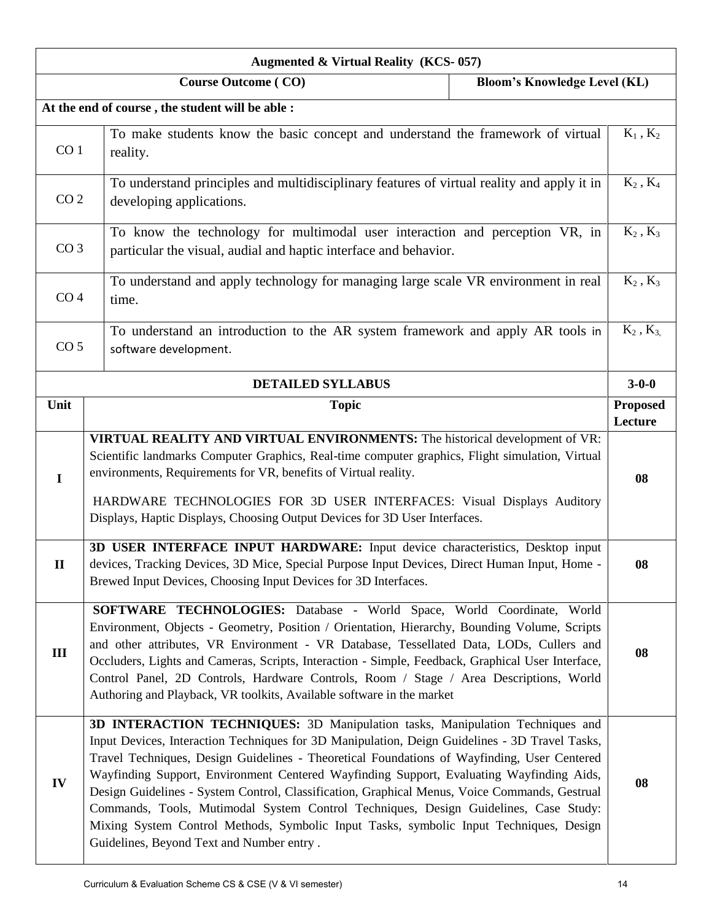## Augmented & Virtual Reality (KCS- 057)

| Course Outcome ( CO) | | Bloom's Knowledge Level (KL) |
|---|---|---|
| **At the end of course , the student will be able :** | | |
| CO 1 | To make students know the basic concept and understand the framework of virtual reality. | $K_1$ , $K_2$ |
| CO 2 | To understand principles and multidisciplinary features of virtual reality and apply it in developing applications. | $K_2$ , $K_4$ |
| CO 3 | To know the technology for multimodal user interaction and perception VR, in particular the visual, audial and haptic interface and behavior. | $K_2$ , $K_3$ |
| CO 4 | To understand and apply technology for managing large scale VR environment in real time. | $K_2$ , $K_3$ |
| CO 5 | To understand an introduction to the AR system framework and apply AR tools in software development. | $K_2$ , $K_3$ |

| Unit | DETAILED SYLLABUS — Topic | 3-0-0 Proposed Lecture |
|---|---|---|
| I | **VIRTUAL REALITY AND VIRTUAL ENVIRONMENTS:** The historical development of VR: Scientific landmarks Computer Graphics, Real-time computer graphics, Flight simulation, Virtual environments, Requirements for VR, benefits of Virtual reality. HARDWARE TECHNOLOGIES FOR 3D USER INTERFACES: Visual Displays Auditory Displays, Haptic Displays, Choosing Output Devices for 3D User Interfaces. | 08 |
| II | **3D USER INTERFACE INPUT HARDWARE:** Input device characteristics, Desktop input devices, Tracking Devices, 3D Mice, Special Purpose Input Devices, Direct Human Input, Home - Brewed Input Devices, Choosing Input Devices for 3D Interfaces. | 08 |
| III | **SOFTWARE TECHNOLOGIES:** Database - World Space, World Coordinate, World Environment, Objects - Geometry, Position / Orientation, Hierarchy, Bounding Volume, Scripts and other attributes, VR Environment - VR Database, Tessellated Data, LODs, Cullers and Occluders, Lights and Cameras, Scripts, Interaction - Simple, Feedback, Graphical User Interface, Control Panel, 2D Controls, Hardware Controls, Room / Stage / Area Descriptions, World Authoring and Playback, VR toolkits, Available software in the market | 08 |
| IV | **3D INTERACTION TECHNIQUES:** 3D Manipulation tasks, Manipulation Techniques and Input Devices, Interaction Techniques for 3D Manipulation, Deign Guidelines - 3D Travel Tasks, Travel Techniques, Design Guidelines - Theoretical Foundations of Wayfinding, User Centered Wayfinding Support, Environment Centered Wayfinding Support, Evaluating Wayfinding Aids, Design Guidelines - System Control, Classification, Graphical Menus, Voice Commands, Gestrual Commands, Tools, Mutimodal System Control Techniques, Design Guidelines, Case Study: Mixing System Control Methods, Symbolic Input Tasks, symbolic Input Techniques, Design Guidelines, Beyond Text and Number entry . | 08 |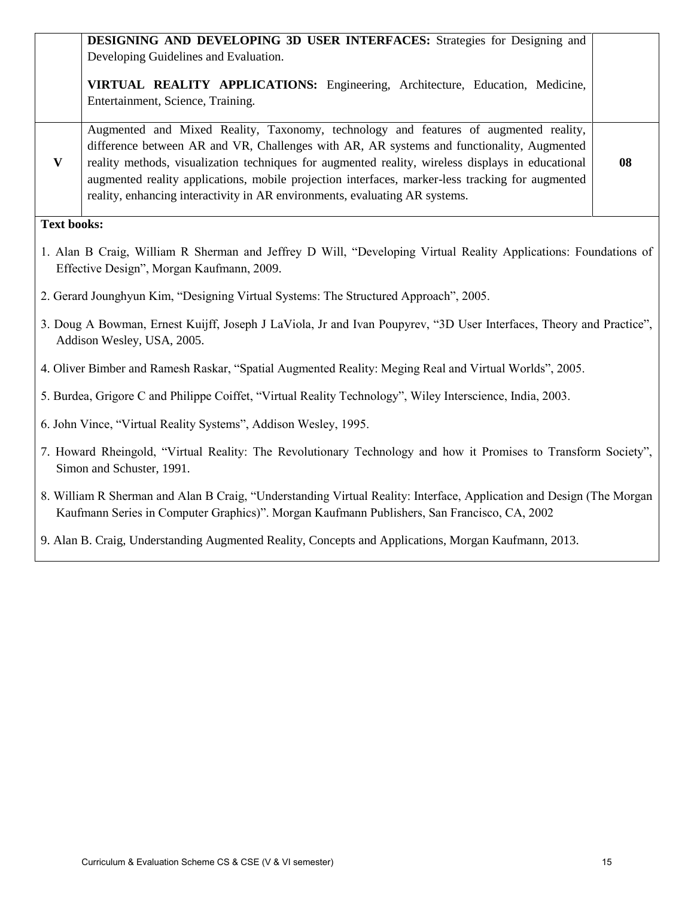| | | |
|---|---|---|
| | **DESIGNING AND DEVELOPING 3D USER INTERFACES:** Strategies for Designing and Developing Guidelines and Evaluation.<br><br>**VIRTUAL REALITY APPLICATIONS:** Engineering, Architecture, Education, Medicine, Entertainment, Science, Training. | |
| **V** | Augmented and Mixed Reality, Taxonomy, technology and features of augmented reality, difference between AR and VR, Challenges with AR, AR systems and functionality, Augmented reality methods, visualization techniques for augmented reality, wireless displays in educational augmented reality applications, mobile projection interfaces, marker-less tracking for augmented reality, enhancing interactivity in AR environments, evaluating AR systems. | **08** |

**Text books:**

1. Alan B Craig, William R Sherman and Jeffrey D Will, "Developing Virtual Reality Applications: Foundations of Effective Design", Morgan Kaufmann, 2009.
2. Gerard Jounghyun Kim, "Designing Virtual Systems: The Structured Approach", 2005.
3. Doug A Bowman, Ernest Kuijff, Joseph J LaViola, Jr and Ivan Poupyrev, "3D User Interfaces, Theory and Practice", Addison Wesley, USA, 2005.
4. Oliver Bimber and Ramesh Raskar, "Spatial Augmented Reality: Meging Real and Virtual Worlds", 2005.
5. Burdea, Grigore C and Philippe Coiffet, "Virtual Reality Technology", Wiley Interscience, India, 2003.
6. John Vince, "Virtual Reality Systems", Addison Wesley, 1995.
7. Howard Rheingold, "Virtual Reality: The Revolutionary Technology and how it Promises to Transform Society", Simon and Schuster, 1991.
8. William R Sherman and Alan B Craig, "Understanding Virtual Reality: Interface, Application and Design (The Morgan Kaufmann Series in Computer Graphics)". Morgan Kaufmann Publishers, San Francisco, CA, 2002
9. Alan B. Craig, Understanding Augmented Reality, Concepts and Applications, Morgan Kaufmann, 2013.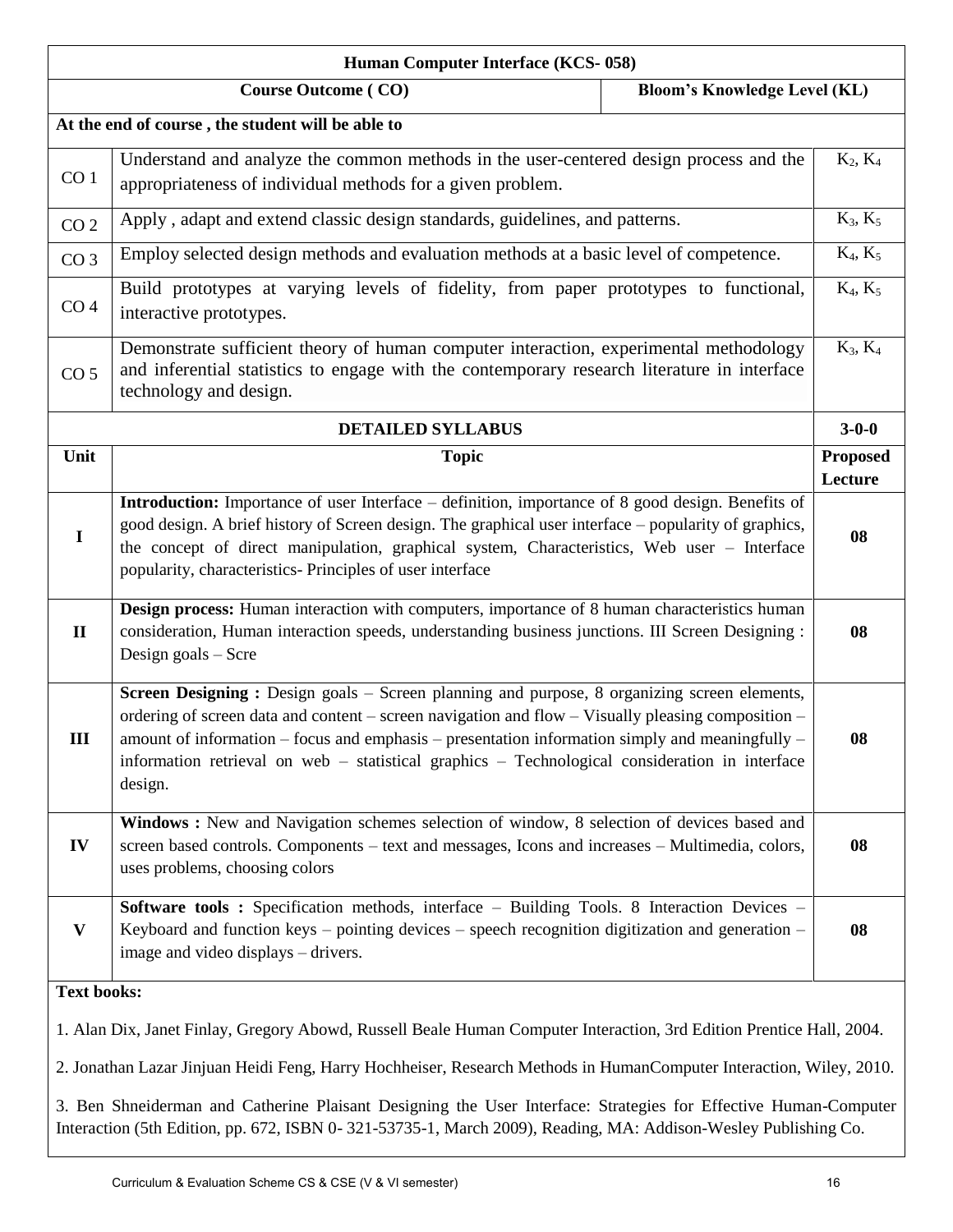| Human Computer Interface (KCS- 058) | | |
|---|---|---|
| **Course Outcome ( CO)** | | **Bloom's Knowledge Level (KL)** |
| **At the end of course , the student will be able to** | | |
| CO 1 | Understand and analyze the common methods in the user-centered design process and the appropriateness of individual methods for a given problem. | $K_2$, $K_4$ |
| CO 2 | Apply , adapt and extend classic design standards, guidelines, and patterns. | $K_3$, $K_5$ |
| CO 3 | Employ selected design methods and evaluation methods at a basic level of competence. | $K_4$, $K_5$ |
| CO 4 | Build prototypes at varying levels of fidelity, from paper prototypes to functional, interactive prototypes. | $K_4$, $K_5$ |
| CO 5 | Demonstrate sufficient theory of human computer interaction, experimental methodology and inferential statistics to engage with the contemporary research literature in interface technology and design. | $K_3$, $K_4$ |

| **DETAILED SYLLABUS** | | **3-0-0** |
|---|---|---|
| **Unit** | **Topic** | **Proposed Lecture** |
| **I** | **Introduction:** Importance of user Interface – definition, importance of 8 good design. Benefits of good design. A brief history of Screen design. The graphical user interface – popularity of graphics, the concept of direct manipulation, graphical system, Characteristics, Web user – Interface popularity, characteristics- Principles of user interface | **08** |
| **II** | **Design process:** Human interaction with computers, importance of 8 human characteristics human consideration, Human interaction speeds, understanding business junctions. III Screen Designing : Design goals – Scre | **08** |
| **III** | **Screen Designing :** Design goals – Screen planning and purpose, 8 organizing screen elements, ordering of screen data and content – screen navigation and flow – Visually pleasing composition – amount of information – focus and emphasis – presentation information simply and meaningfully – information retrieval on web – statistical graphics – Technological consideration in interface design. | **08** |
| **IV** | **Windows :** New and Navigation schemes selection of window, 8 selection of devices based and screen based controls. Components – text and messages, Icons and increases – Multimedia, colors, uses problems, choosing colors | **08** |
| **V** | **Software tools :** Specification methods, interface – Building Tools. 8 Interaction Devices – Keyboard and function keys – pointing devices – speech recognition digitization and generation – image and video displays – drivers. | **08** |

**Text books:**

1. Alan Dix, Janet Finlay, Gregory Abowd, Russell Beale Human Computer Interaction, 3rd Edition Prentice Hall, 2004.

2. Jonathan Lazar Jinjuan Heidi Feng, Harry Hochheiser, Research Methods in HumanComputer Interaction, Wiley, 2010.

3. Ben Shneiderman and Catherine Plaisant Designing the User Interface: Strategies for Effective Human-Computer Interaction (5th Edition, pp. 672, ISBN 0- 321-53735-1, March 2009), Reading, MA: Addison-Wesley Publishing Co.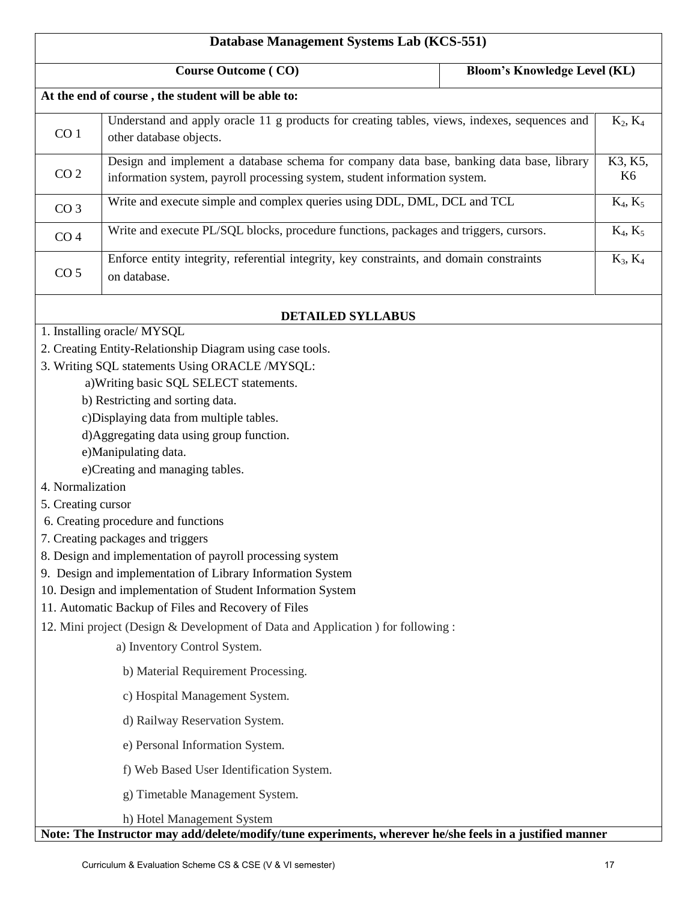## Database Management Systems Lab (KCS-551)

| | Course Outcome ( CO) | Bloom's Knowledge Level (KL) |
|---|---|---|
| **At the end of course , the student will be able to:** | | |
| CO 1 | Understand and apply oracle 11 g products for creating tables, views, indexes, sequences and other database objects. | $K_2$, $K_4$ |
| CO 2 | Design and implement a database schema for company data base, banking data base, library information system, payroll processing system, student information system. | K3, K5, K6 |
| CO 3 | Write and execute simple and complex queries using DDL, DML, DCL and TCL | $K_4$, $K_5$ |
| CO 4 | Write and execute PL/SQL blocks, procedure functions, packages and triggers, cursors. | $K_4$, $K_5$ |
| CO 5 | Enforce entity integrity, referential integrity, key constraints, and domain constraints on database. | $K_3$, $K_4$ |

### DETAILED SYLLABUS

1. Installing oracle/ MYSQL
2. Creating Entity-Relationship Diagram using case tools.
3. Writing SQL statements Using ORACLE /MYSQL:
   - a)Writing basic SQL SELECT statements.
   - b) Restricting and sorting data.
   - c)Displaying data from multiple tables.
   - d)Aggregating data using group function.
   - e)Manipulating data.
   - e)Creating and managing tables.
4. Normalization
5. Creating cursor
6. Creating procedure and functions
7. Creating packages and triggers
8. Design and implementation of payroll processing system
9. Design and implementation of Library Information System
10. Design and implementation of Student Information System
11. Automatic Backup of Files and Recovery of Files
12. Mini project (Design & Development of Data and Application ) for following :
    - a) Inventory Control System.
    - b) Material Requirement Processing.
    - c) Hospital Management System.
    - d) Railway Reservation System.
    - e) Personal Information System.
    - f) Web Based User Identification System.
    - g) Timetable Management System.
    - h) Hotel Management System

**Note: The Instructor may add/delete/modify/tune experiments, wherever he/she feels in a justified manner**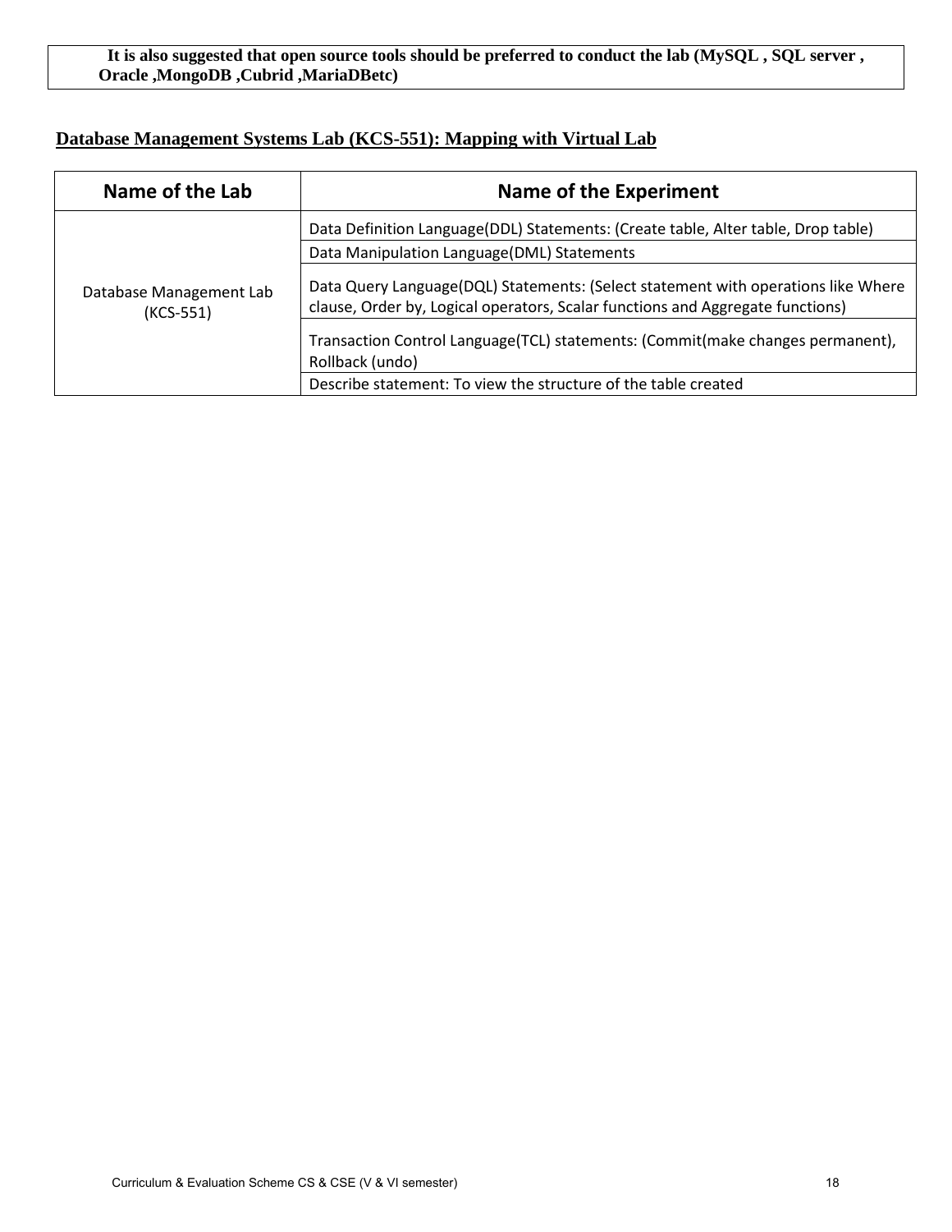**It is also suggested that open source tools should be preferred to conduct the lab (MySQL , SQL server , Oracle ,MongoDB ,Cubrid ,MariaDBetc)**

**Database Management Systems Lab (KCS-551): Mapping with Virtual Lab**

| Name of the Lab | Name of the Experiment |
|---|---|
| Database Management Lab (KCS-551) | Data Definition Language(DDL) Statements: (Create table, Alter table, Drop table) |
| | Data Manipulation Language(DML) Statements |
| | Data Query Language(DQL) Statements: (Select statement with operations like Where clause, Order by, Logical operators, Scalar functions and Aggregate functions) |
| | Transaction Control Language(TCL) statements: (Commit(make changes permanent), Rollback (undo) |
| | Describe statement: To view the structure of the table created |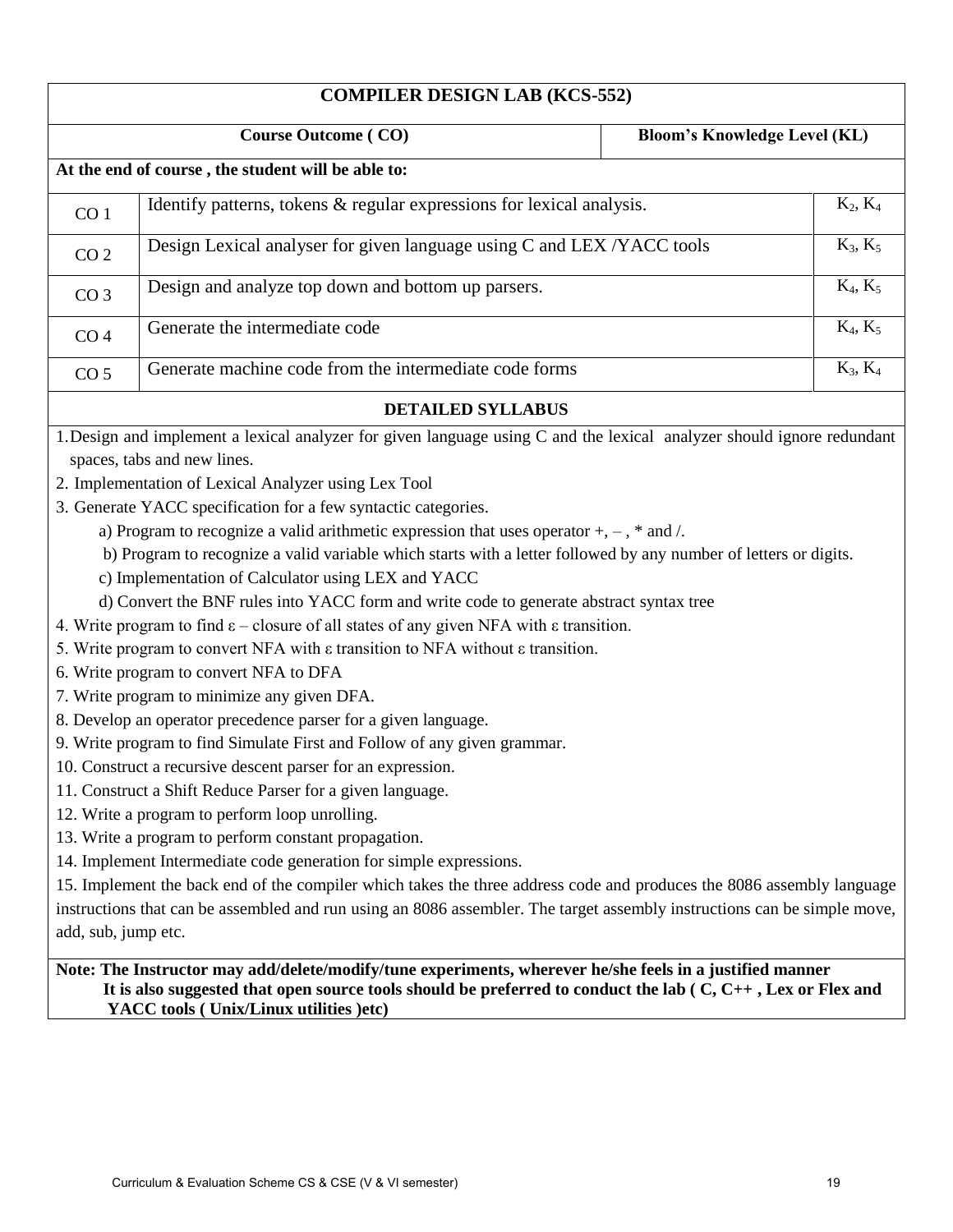# COMPILER DESIGN LAB (KCS-552)

| Course Outcome ( CO) | | Bloom's Knowledge Level (KL) |
|---|---|---|
| **At the end of course , the student will be able to:** | | |
| CO 1 | Identify patterns, tokens & regular expressions for lexical analysis. | $K_2$, $K_4$ |
| CO 2 | Design Lexical analyser for given language using C and LEX /YACC tools | $K_3$, $K_5$ |
| CO 3 | Design and analyze top down and bottom up parsers. | $K_4$, $K_5$ |
| CO 4 | Generate the intermediate code | $K_4$, $K_5$ |
| CO 5 | Generate machine code from the intermediate code forms | $K_3$, $K_4$ |

## DETAILED SYLLABUS

1. Design and implement a lexical analyzer for given language using C and the lexical analyzer should ignore redundant spaces, tabs and new lines.
2. Implementation of Lexical Analyzer using Lex Tool
3. Generate YACC specification for a few syntactic categories.
   a) Program to recognize a valid arithmetic expression that uses operator +, – , * and /.
   b) Program to recognize a valid variable which starts with a letter followed by any number of letters or digits.
   c) Implementation of Calculator using LEX and YACC
   d) Convert the BNF rules into YACC form and write code to generate abstract syntax tree
4. Write program to find ε – closure of all states of any given NFA with ε transition.
5. Write program to convert NFA with ε transition to NFA without ε transition.
6. Write program to convert NFA to DFA
7. Write program to minimize any given DFA.
8. Develop an operator precedence parser for a given language.
9. Write program to find Simulate First and Follow of any given grammar.
10. Construct a recursive descent parser for an expression.
11. Construct a Shift Reduce Parser for a given language.
12. Write a program to perform loop unrolling.
13. Write a program to perform constant propagation.
14. Implement Intermediate code generation for simple expressions.
15. Implement the back end of the compiler which takes the three address code and produces the 8086 assembly language instructions that can be assembled and run using an 8086 assembler. The target assembly instructions can be simple move, add, sub, jump etc.

**Note: The Instructor may add/delete/modify/tune experiments, wherever he/she feels in a justified manner It is also suggested that open source tools should be preferred to conduct the lab ( C, C++ , Lex or Flex and YACC tools ( Unix/Linux utilities )etc)**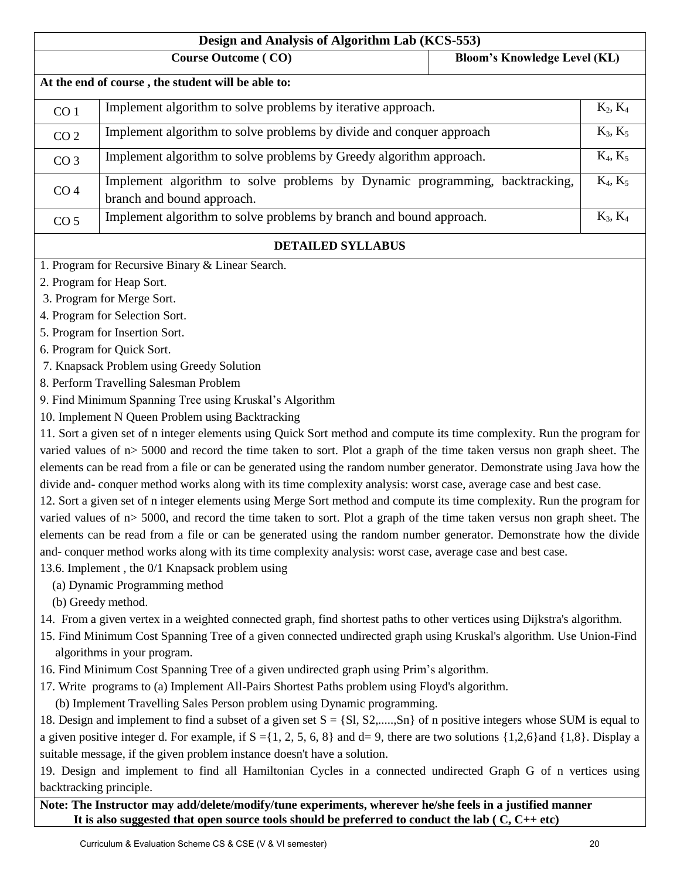## Design and Analysis of Algorithm Lab (KCS-553)

| | Course Outcome ( CO) | Bloom's Knowledge Level (KL) |
|---|---|---|
| **At the end of course , the student will be able to:** | | |
| CO 1 | Implement algorithm to solve problems by iterative approach. | $K_2$, $K_4$ |
| CO 2 | Implement algorithm to solve problems by divide and conquer approach | $K_3$, $K_5$ |
| CO 3 | Implement algorithm to solve problems by Greedy algorithm approach. | $K_4$, $K_5$ |
| CO 4 | Implement algorithm to solve problems by Dynamic programming, backtracking, branch and bound approach. | $K_4$, $K_5$ |
| CO 5 | Implement algorithm to solve problems by branch and bound approach. | $K_3$, $K_4$ |

### DETAILED SYLLABUS

1. Program for Recursive Binary & Linear Search.
2. Program for Heap Sort.
3. Program for Merge Sort.
4. Program for Selection Sort.
5. Program for Insertion Sort.
6. Program for Quick Sort.
7. Knapsack Problem using Greedy Solution
8. Perform Travelling Salesman Problem
9. Find Minimum Spanning Tree using Kruskal's Algorithm
10. Implement N Queen Problem using Backtracking
11. Sort a given set of n integer elements using Quick Sort method and compute its time complexity. Run the program for varied values of n> 5000 and record the time taken to sort. Plot a graph of the time taken versus non graph sheet. The elements can be read from a file or can be generated using the random number generator. Demonstrate using Java how the divide and- conquer method works along with its time complexity analysis: worst case, average case and best case.
12. Sort a given set of n integer elements using Merge Sort method and compute its time complexity. Run the program for varied values of n> 5000, and record the time taken to sort. Plot a graph of the time taken versus non graph sheet. The elements can be read from a file or can be generated using the random number generator. Demonstrate how the divide and- conquer method works along with its time complexity analysis: worst case, average case and best case.
13.6. Implement , the 0/1 Knapsack problem using
   (a) Dynamic Programming method
   (b) Greedy method.
14. From a given vertex in a weighted connected graph, find shortest paths to other vertices using Dijkstra's algorithm.
15. Find Minimum Cost Spanning Tree of a given connected undirected graph using Kruskal's algorithm. Use Union-Find algorithms in your program.
16. Find Minimum Cost Spanning Tree of a given undirected graph using Prim's algorithm.
17. Write programs to (a) Implement All-Pairs Shortest Paths problem using Floyd's algorithm.
   (b) Implement Travelling Sales Person problem using Dynamic programming.
18. Design and implement to find a subset of a given set S = {Sl, S2,.....,Sn} of n positive integers whose SUM is equal to a given positive integer d. For example, if S ={1, 2, 5, 6, 8} and d= 9, there are two solutions {1,2,6}and {1,8}. Display a suitable message, if the given problem instance doesn't have a solution.
19. Design and implement to find all Hamiltonian Cycles in a connected undirected Graph G of n vertices using backtracking principle.

**Note: The Instructor may add/delete/modify/tune experiments, wherever he/she feels in a justified manner It is also suggested that open source tools should be preferred to conduct the lab ( C, C++ etc)**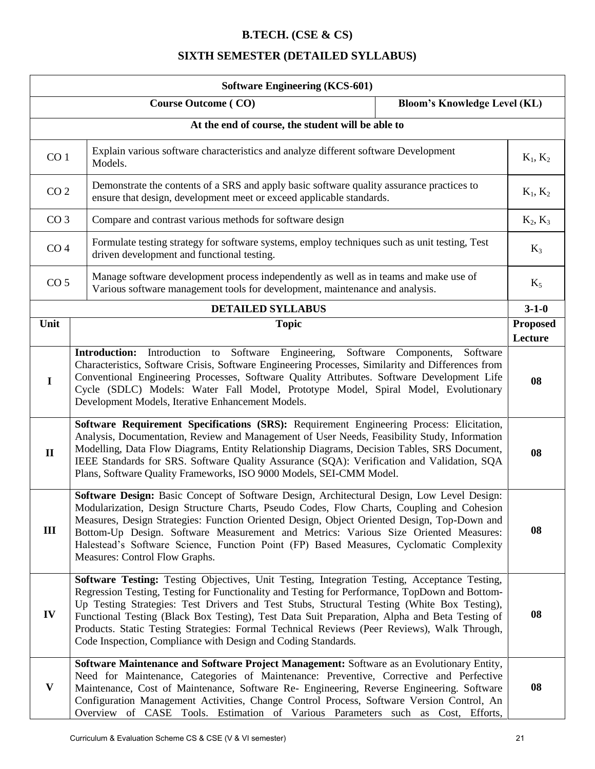# B.TECH. (CSE & CS)

## SIXTH SEMESTER (DETAILED SYLLABUS)

| Software Engineering (KCS-601) | | |
|---|---|---|
| **Course Outcome ( CO)** | | **Bloom's Knowledge Level (KL)** |
| **At the end of course, the student will be able to** | | |
| CO 1 | Explain various software characteristics and analyze different software Development Models. | $K_1$, $K_2$ |
| CO 2 | Demonstrate the contents of a SRS and apply basic software quality assurance practices to ensure that design, development meet or exceed applicable standards. | $K_1$, $K_2$ |
| CO 3 | Compare and contrast various methods for software design | $K_2$, $K_3$ |
| CO 4 | Formulate testing strategy for software systems, employ techniques such as unit testing, Test driven development and functional testing. | $K_3$ |
| CO 5 | Manage software development process independently as well as in teams and make use of Various software management tools for development, maintenance and analysis. | $K_5$ |

| **DETAILED SYLLABUS** | | **3-1-0** |
|---|---|---|
| **Unit** | **Topic** | **Proposed Lecture** |
| **I** | **Introduction:** Introduction to Software Engineering, Software Components, Software Characteristics, Software Crisis, Software Engineering Processes, Similarity and Differences from Conventional Engineering Processes, Software Quality Attributes. Software Development Life Cycle (SDLC) Models: Water Fall Model, Prototype Model, Spiral Model, Evolutionary Development Models, Iterative Enhancement Models. | **08** |
| **II** | **Software Requirement Specifications (SRS):** Requirement Engineering Process: Elicitation, Analysis, Documentation, Review and Management of User Needs, Feasibility Study, Information Modelling, Data Flow Diagrams, Entity Relationship Diagrams, Decision Tables, SRS Document, IEEE Standards for SRS. Software Quality Assurance (SQA): Verification and Validation, SQA Plans, Software Quality Frameworks, ISO 9000 Models, SEI-CMM Model. | **08** |
| **III** | **Software Design:** Basic Concept of Software Design, Architectural Design, Low Level Design: Modularization, Design Structure Charts, Pseudo Codes, Flow Charts, Coupling and Cohesion Measures, Design Strategies: Function Oriented Design, Object Oriented Design, Top-Down and Bottom-Up Design. Software Measurement and Metrics: Various Size Oriented Measures: Halestead's Software Science, Function Point (FP) Based Measures, Cyclomatic Complexity Measures: Control Flow Graphs. | **08** |
| **IV** | **Software Testing:** Testing Objectives, Unit Testing, Integration Testing, Acceptance Testing, Regression Testing, Testing for Functionality and Testing for Performance, TopDown and Bottom-Up Testing Strategies: Test Drivers and Test Stubs, Structural Testing (White Box Testing), Functional Testing (Black Box Testing), Test Data Suit Preparation, Alpha and Beta Testing of Products. Static Testing Strategies: Formal Technical Reviews (Peer Reviews), Walk Through, Code Inspection, Compliance with Design and Coding Standards. | **08** |
| **V** | **Software Maintenance and Software Project Management:** Software as an Evolutionary Entity, Need for Maintenance, Categories of Maintenance: Preventive, Corrective and Perfective Maintenance, Cost of Maintenance, Software Re- Engineering, Reverse Engineering. Software Configuration Management Activities, Change Control Process, Software Version Control, An Overview of CASE Tools. Estimation of Various Parameters such as Cost, Efforts, | **08** |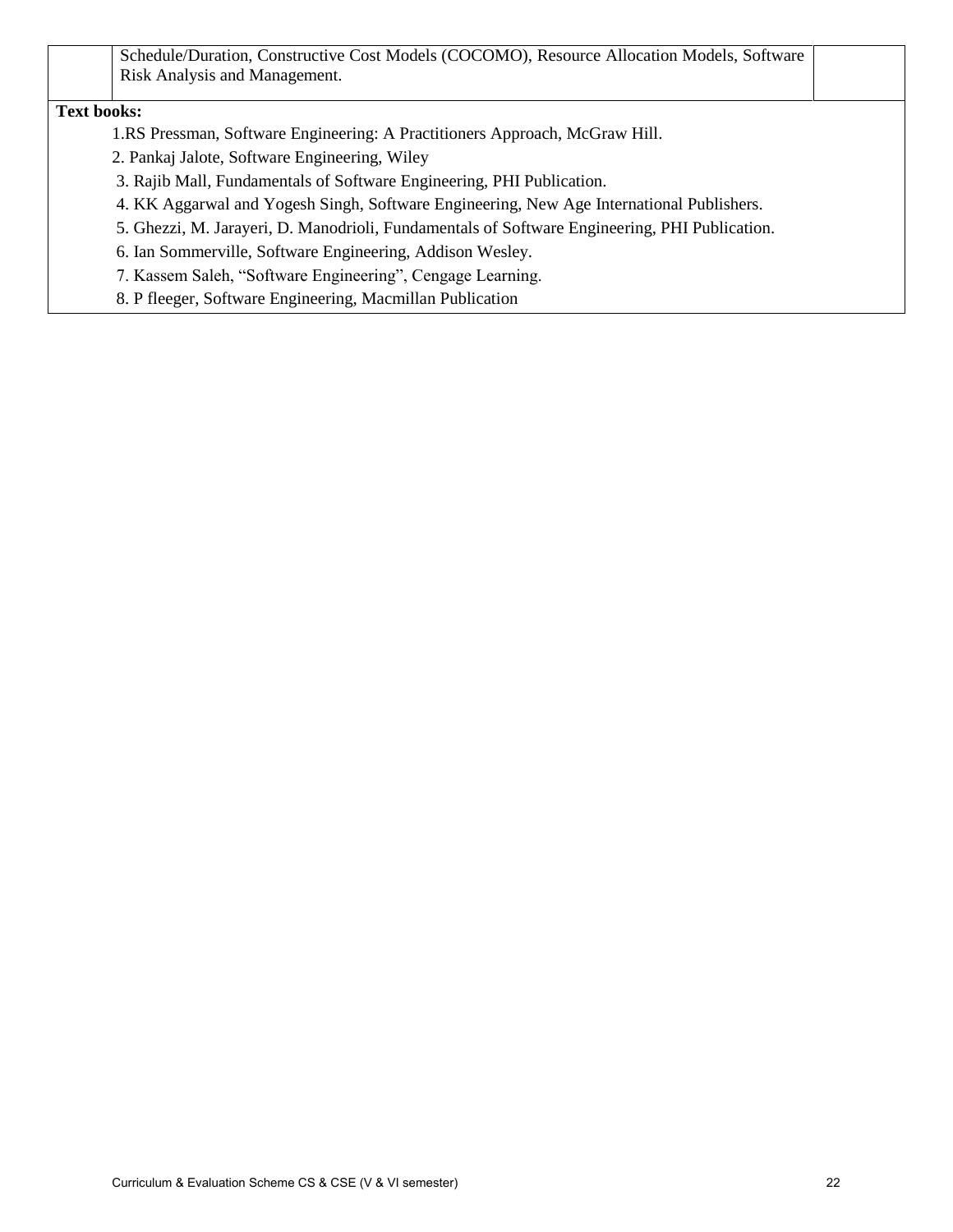| | | |
|---|---|---|
| | Schedule/Duration, Constructive Cost Models (COCOMO), Resource Allocation Models, Software Risk Analysis and Management. | |

**Text books:**

1. RS Pressman, Software Engineering: A Practitioners Approach, McGraw Hill.
2. Pankaj Jalote, Software Engineering, Wiley
3. Rajib Mall, Fundamentals of Software Engineering, PHI Publication.
4. KK Aggarwal and Yogesh Singh, Software Engineering, New Age International Publishers.
5. Ghezzi, M. Jarayeri, D. Manodrioli, Fundamentals of Software Engineering, PHI Publication.
6. Ian Sommerville, Software Engineering, Addison Wesley.
7. Kassem Saleh, "Software Engineering", Cengage Learning.
8. P fleeger, Software Engineering, Macmillan Publication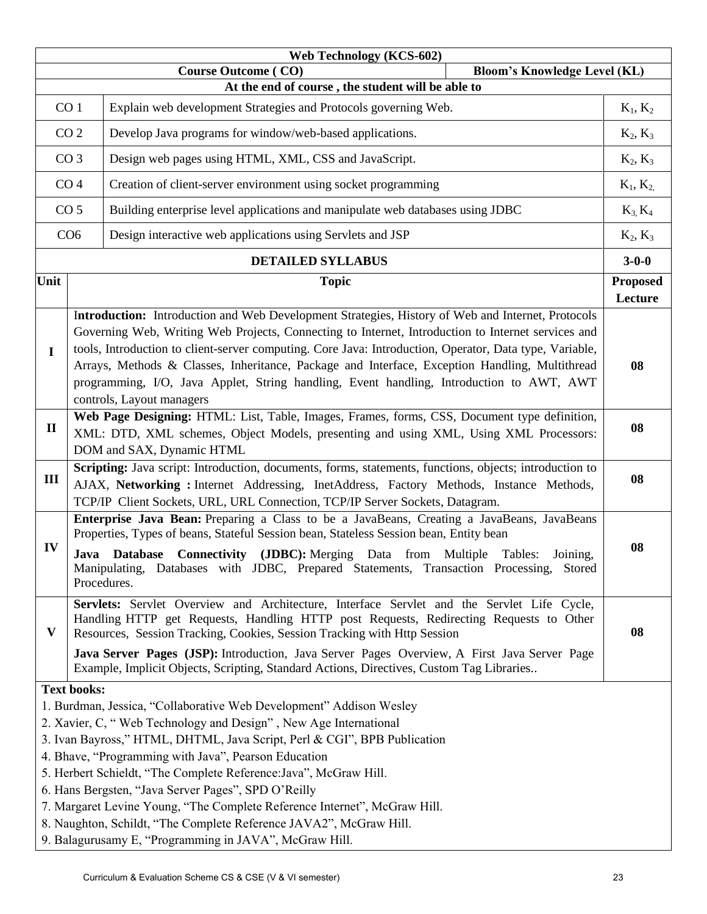## Web Technology (KCS-602)

| | Course Outcome ( CO) | Bloom's Knowledge Level (KL) |
|---|---|---|
| | **At the end of course , the student will be able to** | |
| CO 1 | Explain web development Strategies and Protocols governing Web. | $K_1$, $K_2$ |
| CO 2 | Develop Java programs for window/web-based applications. | $K_2$, $K_3$ |
| CO 3 | Design web pages using HTML, XML, CSS and JavaScript. | $K_2$, $K_3$ |
| CO 4 | Creation of client-server environment using socket programming | $K_1$, $K_2$ |
| CO 5 | Building enterprise level applications and manipulate web databases using JDBC | $K_3$, $K_4$ |
| CO6 | Design interactive web applications using Servlets and JSP | $K_2$, $K_3$ |

| | **DETAILED SYLLABUS** | **3-0-0** |
|---|---|---|
| **Unit** | **Topic** | **Proposed Lecture** |
| **I** | **Introduction:** Introduction and Web Development Strategies, History of Web and Internet, Protocols Governing Web, Writing Web Projects, Connecting to Internet, Introduction to Internet services and tools, Introduction to client-server computing. Core Java: Introduction, Operator, Data type, Variable, Arrays, Methods & Classes, Inheritance, Package and Interface, Exception Handling, Multithread programming, I/O, Java Applet, String handling, Event handling, Introduction to AWT, AWT controls, Layout managers | **08** |
| **II** | **Web Page Designing:** HTML: List, Table, Images, Frames, forms, CSS, Document type definition, XML: DTD, XML schemes, Object Models, presenting and using XML, Using XML Processors: DOM and SAX, Dynamic HTML | **08** |
| **III** | **Scripting:** Java script: Introduction, documents, forms, statements, functions, objects; introduction to AJAX, **Networking :** Internet Addressing, InetAddress, Factory Methods, Instance Methods, TCP/IP Client Sockets, URL, URL Connection, TCP/IP Server Sockets, Datagram. | **08** |
| **IV** | **Enterprise Java Bean:** Preparing a Class to be a JavaBeans, Creating a JavaBeans, JavaBeans Properties, Types of beans, Stateful Session bean, Stateless Session bean, Entity bean<br>**Java Database Connectivity (JDBC):** Merging Data from Multiple Tables: Joining, Manipulating, Databases with JDBC, Prepared Statements, Transaction Processing, Stored Procedures. | **08** |
| **V** | **Servlets:** Servlet Overview and Architecture, Interface Servlet and the Servlet Life Cycle, Handling HTTP get Requests, Handling HTTP post Requests, Redirecting Requests to Other Resources, Session Tracking, Cookies, Session Tracking with Http Session<br>**Java Server Pages (JSP):** Introduction, Java Server Pages Overview, A First Java Server Page Example, Implicit Objects, Scripting, Standard Actions, Directives, Custom Tag Libraries.. | **08** |

**Text books:**

1. Burdman, Jessica, "Collaborative Web Development" Addison Wesley
2. Xavier, C, " Web Technology and Design" , New Age International
3. Ivan Bayross," HTML, DHTML, Java Script, Perl & CGI", BPB Publication
4. Bhave, "Programming with Java", Pearson Education
5. Herbert Schieldt, "The Complete Reference:Java", McGraw Hill.
6. Hans Bergsten, "Java Server Pages", SPD O'Reilly
7. Margaret Levine Young, "The Complete Reference Internet", McGraw Hill.
8. Naughton, Schildt, "The Complete Reference JAVA2", McGraw Hill.
9. Balagurusamy E, "Programming in JAVA", McGraw Hill.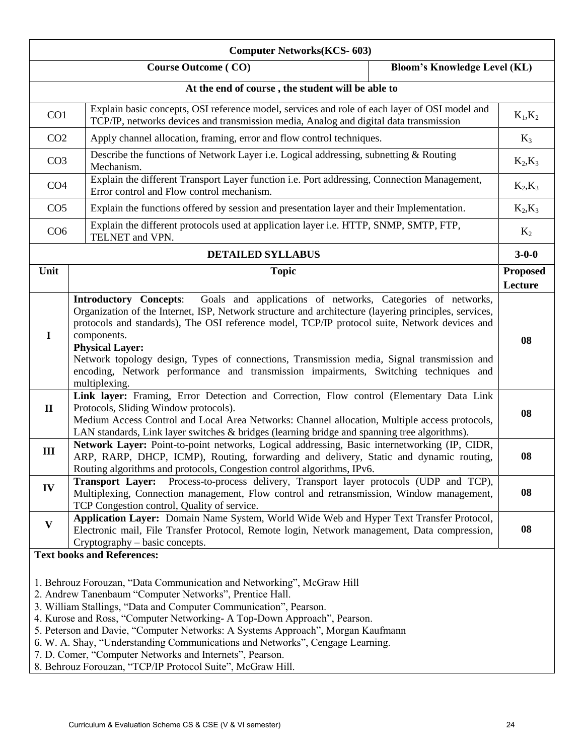## Computer Networks(KCS- 603)

| | Course Outcome ( CO) | Bloom's Knowledge Level (KL) |
|---|---|---|
| | **At the end of course , the student will be able to** | |
| CO1 | Explain basic concepts, OSI reference model, services and role of each layer of OSI model and TCP/IP, networks devices and transmission media, Analog and digital data transmission | $K_1$,$K_2$ |
| CO2 | Apply channel allocation, framing, error and flow control techniques. | $K_3$ |
| CO3 | Describe the functions of Network Layer i.e. Logical addressing, subnetting & Routing Mechanism. | $K_2$,$K_3$ |
| CO4 | Explain the different Transport Layer function i.e. Port addressing, Connection Management, Error control and Flow control mechanism. | $K_2$,$K_3$ |
| CO5 | Explain the functions offered by session and presentation layer and their Implementation. | $K_2$,$K_3$ |
| CO6 | Explain the different protocols used at application layer i.e. HTTP, SNMP, SMTP, FTP, TELNET and VPN. | $K_2$ |

### DETAILED SYLLABUS (3-0-0)

| Unit | Topic | Proposed Lecture |
|---|---|---|
| I | **Introductory Concepts**: Goals and applications of networks, Categories of networks, Organization of the Internet, ISP, Network structure and architecture (layering principles, services, protocols and standards), The OSI reference model, TCP/IP protocol suite, Network devices and components. **Physical Layer:** Network topology design, Types of connections, Transmission media, Signal transmission and encoding, Network performance and transmission impairments, Switching techniques and multiplexing. | 08 |
| II | **Link layer:** Framing, Error Detection and Correction, Flow control (Elementary Data Link Protocols, Sliding Window protocols). Medium Access Control and Local Area Networks: Channel allocation, Multiple access protocols, LAN standards, Link layer switches & bridges (learning bridge and spanning tree algorithms). | 08 |
| III | **Network Layer:** Point-to-point networks, Logical addressing, Basic internetworking (IP, CIDR, ARP, RARP, DHCP, ICMP), Routing, forwarding and delivery, Static and dynamic routing, Routing algorithms and protocols, Congestion control algorithms, IPv6. | 08 |
| IV | **Transport Layer:** Process-to-process delivery, Transport layer protocols (UDP and TCP), Multiplexing, Connection management, Flow control and retransmission, Window management, TCP Congestion control, Quality of service. | 08 |
| V | **Application Layer:** Domain Name System, World Wide Web and Hyper Text Transfer Protocol, Electronic mail, File Transfer Protocol, Remote login, Network management, Data compression, Cryptography – basic concepts. | 08 |

**Text books and References:**

1. Behrouz Forouzan, "Data Communication and Networking", McGraw Hill
2. Andrew Tanenbaum "Computer Networks", Prentice Hall.
3. William Stallings, "Data and Computer Communication", Pearson.
4. Kurose and Ross, "Computer Networking- A Top-Down Approach", Pearson.
5. Peterson and Davie, "Computer Networks: A Systems Approach", Morgan Kaufmann
6. W. A. Shay, "Understanding Communications and Networks", Cengage Learning.
7. D. Comer, "Computer Networks and Internets", Pearson.
8. Behrouz Forouzan, "TCP/IP Protocol Suite", McGraw Hill.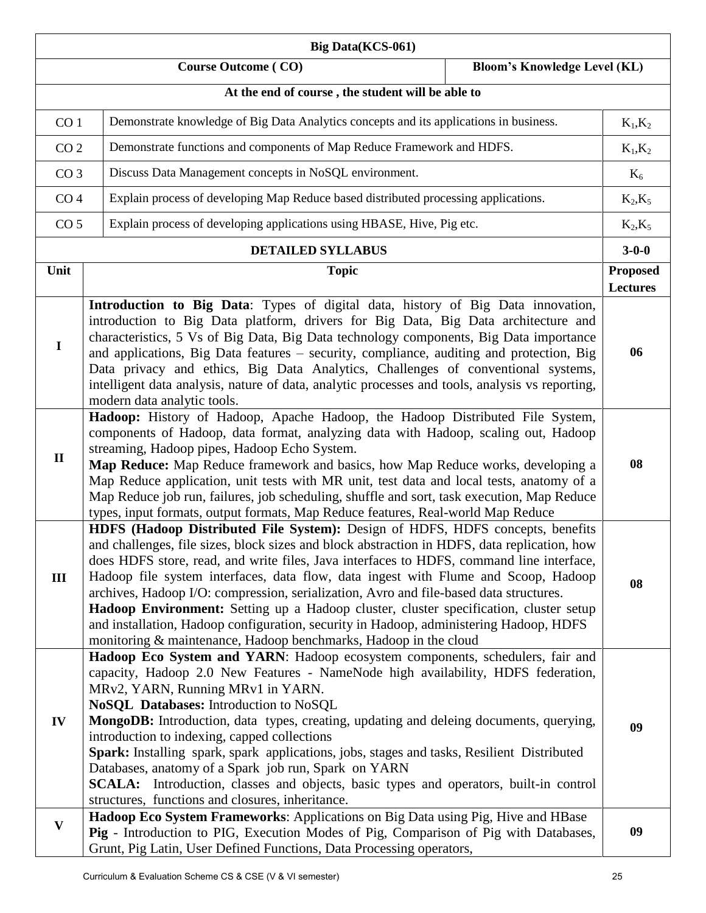| Big Data(KCS-061) | | |
|---|---|---|
| **Course Outcome ( CO)** | | **Bloom's Knowledge Level (KL)** |
| **At the end of course , the student will be able to** | | |
| CO 1 | Demonstrate knowledge of Big Data Analytics concepts and its applications in business. | $K_1$,$K_2$ |
| CO 2 | Demonstrate functions and components of Map Reduce Framework and HDFS. | $K_1$,$K_2$ |
| CO 3 | Discuss Data Management concepts in NoSQL environment. | $K_6$ |
| CO 4 | Explain process of developing Map Reduce based distributed processing applications. | $K_2$,$K_5$ |
| CO 5 | Explain process of developing applications using HBASE, Hive, Pig etc. | $K_2$,$K_5$ |

| Unit | DETAILED SYLLABUS<br>Topic | 3-0-0<br>Proposed Lectures |
|---|---|---|
| I | **Introduction to Big Data**: Types of digital data, history of Big Data innovation, introduction to Big Data platform, drivers for Big Data, Big Data architecture and characteristics, 5 Vs of Big Data, Big Data technology components, Big Data importance and applications, Big Data features – security, compliance, auditing and protection, Big Data privacy and ethics, Big Data Analytics, Challenges of conventional systems, intelligent data analysis, nature of data, analytic processes and tools, analysis vs reporting, modern data analytic tools. | 06 |
| II | **Hadoop:** History of Hadoop, Apache Hadoop, the Hadoop Distributed File System, components of Hadoop, data format, analyzing data with Hadoop, scaling out, Hadoop streaming, Hadoop pipes, Hadoop Echo System.<br>**Map Reduce:** Map Reduce framework and basics, how Map Reduce works, developing a Map Reduce application, unit tests with MR unit, test data and local tests, anatomy of a Map Reduce job run, failures, job scheduling, shuffle and sort, task execution, Map Reduce types, input formats, output formats, Map Reduce features, Real-world Map Reduce | 08 |
| III | **HDFS (Hadoop Distributed File System):** Design of HDFS, HDFS concepts, benefits and challenges, file sizes, block sizes and block abstraction in HDFS, data replication, how does HDFS store, read, and write files, Java interfaces to HDFS, command line interface, Hadoop file system interfaces, data flow, data ingest with Flume and Scoop, Hadoop archives, Hadoop I/O: compression, serialization, Avro and file-based data structures.<br>**Hadoop Environment:** Setting up a Hadoop cluster, cluster specification, cluster setup and installation, Hadoop configuration, security in Hadoop, administering Hadoop, HDFS monitoring & maintenance, Hadoop benchmarks, Hadoop in the cloud | 08 |
| IV | **Hadoop Eco System and YARN**: Hadoop ecosystem components, schedulers, fair and capacity, Hadoop 2.0 New Features - NameNode high availability, HDFS federation, MRv2, YARN, Running MRv1 in YARN.<br>**NoSQL Databases:** Introduction to NoSQL<br>**MongoDB:** Introduction, data types, creating, updating and deleing documents, querying, introduction to indexing, capped collections<br>**Spark:** Installing spark, spark applications, jobs, stages and tasks, Resilient Distributed Databases, anatomy of a Spark job run, Spark on YARN<br>**SCALA:** Introduction, classes and objects, basic types and operators, built-in control structures, functions and closures, inheritance. | 09 |
| V | **Hadoop Eco System Frameworks**: Applications on Big Data using Pig, Hive and HBase<br>**Pig** - Introduction to PIG, Execution Modes of Pig, Comparison of Pig with Databases, Grunt, Pig Latin, User Defined Functions, Data Processing operators, | 09 |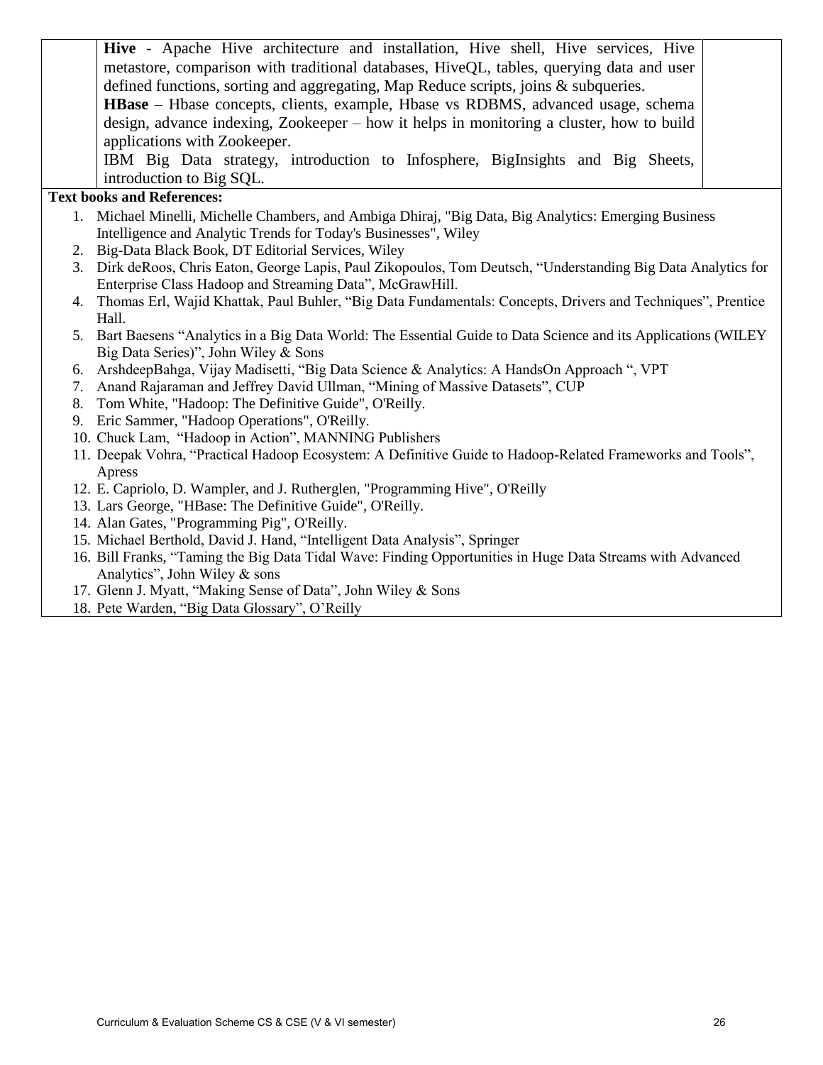| | | |
|---|---|---|
| | **Hive** - Apache Hive architecture and installation, Hive shell, Hive services, Hive metastore, comparison with traditional databases, HiveQL, tables, querying data and user defined functions, sorting and aggregating, Map Reduce scripts, joins & subqueries.<br>**HBase** – Hbase concepts, clients, example, Hbase vs RDBMS, advanced usage, schema design, advance indexing, Zookeeper – how it helps in monitoring a cluster, how to build applications with Zookeeper.<br>IBM Big Data strategy, introduction to Infosphere, BigInsights and Big Sheets, introduction to Big SQL. | |

**Text books and References:**

1. Michael Minelli, Michelle Chambers, and Ambiga Dhiraj, "Big Data, Big Analytics: Emerging Business Intelligence and Analytic Trends for Today's Businesses", Wiley
2. Big-Data Black Book, DT Editorial Services, Wiley
3. Dirk deRoos, Chris Eaton, George Lapis, Paul Zikopoulos, Tom Deutsch, "Understanding Big Data Analytics for Enterprise Class Hadoop and Streaming Data", McGrawHill.
4. Thomas Erl, Wajid Khattak, Paul Buhler, "Big Data Fundamentals: Concepts, Drivers and Techniques", Prentice Hall.
5. Bart Baesens "Analytics in a Big Data World: The Essential Guide to Data Science and its Applications (WILEY Big Data Series)", John Wiley & Sons
6. ArshdeepBahga, Vijay Madisetti, "Big Data Science & Analytics: A HandsOn Approach ", VPT
7. Anand Rajaraman and Jeffrey David Ullman, "Mining of Massive Datasets", CUP
8. Tom White, "Hadoop: The Definitive Guide", O'Reilly.
9. Eric Sammer, "Hadoop Operations", O'Reilly.
10. Chuck Lam, "Hadoop in Action", MANNING Publishers
11. Deepak Vohra, "Practical Hadoop Ecosystem: A Definitive Guide to Hadoop-Related Frameworks and Tools", Apress
12. E. Capriolo, D. Wampler, and J. Rutherglen, "Programming Hive", O'Reilly
13. Lars George, "HBase: The Definitive Guide", O'Reilly.
14. Alan Gates, "Programming Pig", O'Reilly.
15. Michael Berthold, David J. Hand, "Intelligent Data Analysis", Springer
16. Bill Franks, "Taming the Big Data Tidal Wave: Finding Opportunities in Huge Data Streams with Advanced Analytics", John Wiley & sons
17. Glenn J. Myatt, "Making Sense of Data", John Wiley & Sons
18. Pete Warden, "Big Data Glossary", O'Reilly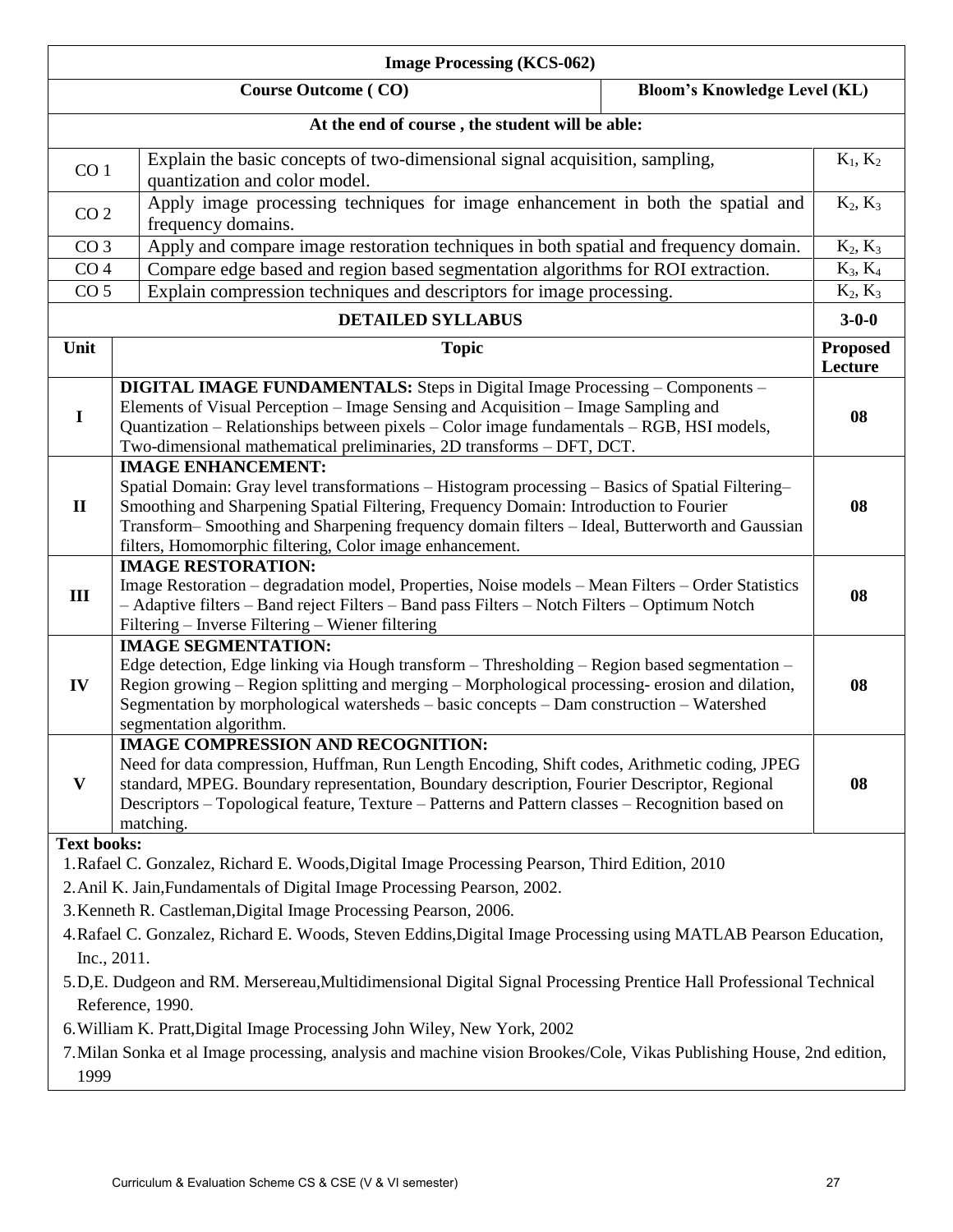## Image Processing (KCS-062)

| | Course Outcome ( CO) | Bloom's Knowledge Level (KL) |
|---|---|---|
| | **At the end of course , the student will be able:** | |
| CO 1 | Explain the basic concepts of two-dimensional signal acquisition, sampling, quantization and color model. | $K_1$, $K_2$ |
| CO 2 | Apply image processing techniques for image enhancement in both the spatial and frequency domains. | $K_2$, $K_3$ |
| CO 3 | Apply and compare image restoration techniques in both spatial and frequency domain. | $K_2$, $K_3$ |
| CO 4 | Compare edge based and region based segmentation algorithms for ROI extraction. | $K_3$, $K_4$ |
| CO 5 | Explain compression techniques and descriptors for image processing. | $K_2$, $K_3$ |

### DETAILED SYLLABUS (3-0-0)

| Unit | Topic | Proposed Lecture |
|---|---|---|
| I | **DIGITAL IMAGE FUNDAMENTALS:** Steps in Digital Image Processing – Components – Elements of Visual Perception – Image Sensing and Acquisition – Image Sampling and Quantization – Relationships between pixels – Color image fundamentals – RGB, HSI models, Two-dimensional mathematical preliminaries, 2D transforms – DFT, DCT. | 08 |
| II | **IMAGE ENHANCEMENT:** Spatial Domain: Gray level transformations – Histogram processing – Basics of Spatial Filtering– Smoothing and Sharpening Spatial Filtering, Frequency Domain: Introduction to Fourier Transform– Smoothing and Sharpening frequency domain filters – Ideal, Butterworth and Gaussian filters, Homomorphic filtering, Color image enhancement. | 08 |
| III | **IMAGE RESTORATION:** Image Restoration – degradation model, Properties, Noise models – Mean Filters – Order Statistics – Adaptive filters – Band reject Filters – Band pass Filters – Notch Filters – Optimum Notch Filtering – Inverse Filtering – Wiener filtering | 08 |
| IV | **IMAGE SEGMENTATION:** Edge detection, Edge linking via Hough transform – Thresholding – Region based segmentation – Region growing – Region splitting and merging – Morphological processing- erosion and dilation, Segmentation by morphological watersheds – basic concepts – Dam construction – Watershed segmentation algorithm. | 08 |
| V | **IMAGE COMPRESSION AND RECOGNITION:** Need for data compression, Huffman, Run Length Encoding, Shift codes, Arithmetic coding, JPEG standard, MPEG. Boundary representation, Boundary description, Fourier Descriptor, Regional Descriptors – Topological feature, Texture – Patterns and Pattern classes – Recognition based on matching. | 08 |

**Text books:**

1. Rafael C. Gonzalez, Richard E. Woods,Digital Image Processing Pearson, Third Edition, 2010
2. Anil K. Jain,Fundamentals of Digital Image Processing Pearson, 2002.
3. Kenneth R. Castleman,Digital Image Processing Pearson, 2006.
4. Rafael C. Gonzalez, Richard E. Woods, Steven Eddins,Digital Image Processing using MATLAB Pearson Education, Inc., 2011.
5. D,E. Dudgeon and RM. Mersereau,Multidimensional Digital Signal Processing Prentice Hall Professional Technical Reference, 1990.
6. William K. Pratt,Digital Image Processing John Wiley, New York, 2002
7. Milan Sonka et al Image processing, analysis and machine vision Brookes/Cole, Vikas Publishing House, 2nd edition, 1999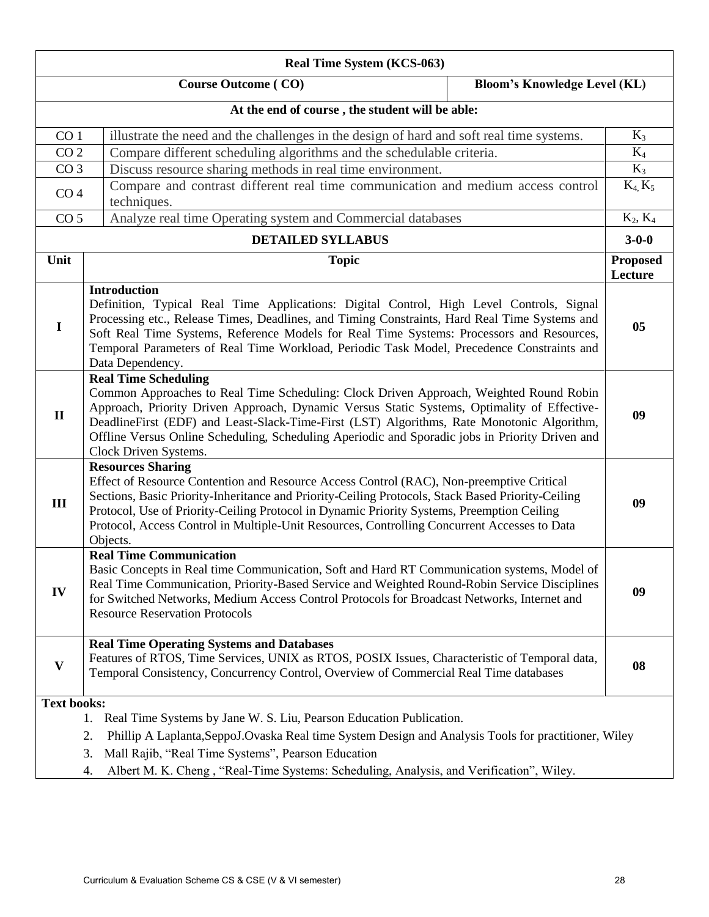| Real Time System (KCS-063) | | |
|---|---|---|
| | **Course Outcome ( CO)** | **Bloom's Knowledge Level (KL)** |
| | **At the end of course , the student will be able:** | |
| CO 1 | illustrate the need and the challenges in the design of hard and soft real time systems. | $K_3$ |
| CO 2 | Compare different scheduling algorithms and the schedulable criteria. | $K_4$ |
| CO 3 | Discuss resource sharing methods in real time environment. | $K_3$ |
| CO 4 | Compare and contrast different real time communication and medium access control techniques. | $K_4$, $K_5$ |
| CO 5 | Analyze real time Operating system and Commercial databases | $K_2$, $K_4$ |

| | **DETAILED SYLLABUS** | **3-0-0** |
|---|---|---|
| **Unit** | **Topic** | **Proposed Lecture** |
| **I** | **Introduction** Definition, Typical Real Time Applications: Digital Control, High Level Controls, Signal Processing etc., Release Times, Deadlines, and Timing Constraints, Hard Real Time Systems and Soft Real Time Systems, Reference Models for Real Time Systems: Processors and Resources, Temporal Parameters of Real Time Workload, Periodic Task Model, Precedence Constraints and Data Dependency. | **05** |
| **II** | **Real Time Scheduling** Common Approaches to Real Time Scheduling: Clock Driven Approach, Weighted Round Robin Approach, Priority Driven Approach, Dynamic Versus Static Systems, Optimality of Effective-DeadlineFirst (EDF) and Least-Slack-Time-First (LST) Algorithms, Rate Monotonic Algorithm, Offline Versus Online Scheduling, Scheduling Aperiodic and Sporadic jobs in Priority Driven and Clock Driven Systems. | **09** |
| **III** | **Resources Sharing** Effect of Resource Contention and Resource Access Control (RAC), Non-preemptive Critical Sections, Basic Priority-Inheritance and Priority-Ceiling Protocols, Stack Based Priority-Ceiling Protocol, Use of Priority-Ceiling Protocol in Dynamic Priority Systems, Preemption Ceiling Protocol, Access Control in Multiple-Unit Resources, Controlling Concurrent Accesses to Data Objects. | **09** |
| **IV** | **Real Time Communication** Basic Concepts in Real time Communication, Soft and Hard RT Communication systems, Model of Real Time Communication, Priority-Based Service and Weighted Round-Robin Service Disciplines for Switched Networks, Medium Access Control Protocols for Broadcast Networks, Internet and Resource Reservation Protocols | **09** |
| **V** | **Real Time Operating Systems and Databases** Features of RTOS, Time Services, UNIX as RTOS, POSIX Issues, Characteristic of Temporal data, Temporal Consistency, Concurrency Control, Overview of Commercial Real Time databases | **08** |

**Text books:**

1. Real Time Systems by Jane W. S. Liu, Pearson Education Publication.
2. Phillip A Laplanta,SeppoJ.Ovaska Real time System Design and Analysis Tools for practitioner, Wiley
3. Mall Rajib, "Real Time Systems", Pearson Education
4. Albert M. K. Cheng , "Real-Time Systems: Scheduling, Analysis, and Verification", Wiley.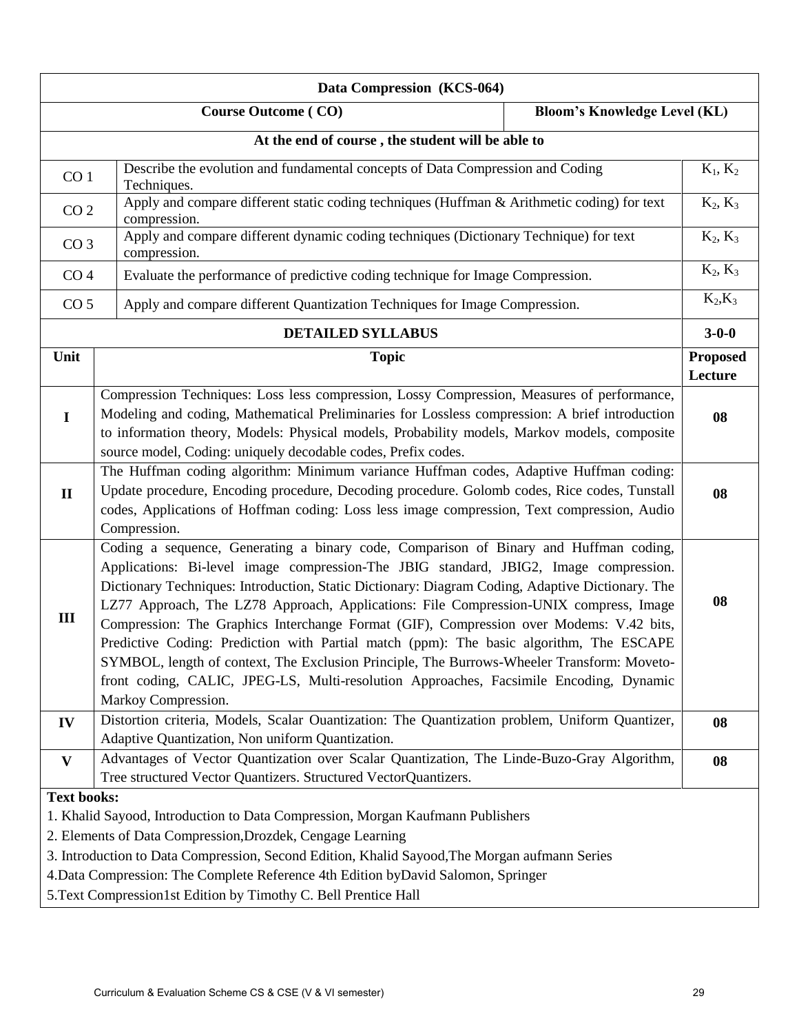| Data Compression (KCS-064) | | | |
|---|---|---|---|
| | **Course Outcome ( CO)** | **Bloom's Knowledge Level (KL)** | |
| | **At the end of course , the student will be able to** | | |
| CO 1 | Describe the evolution and fundamental concepts of Data Compression and Coding Techniques. | | $K_1$, $K_2$ |
| CO 2 | Apply and compare different static coding techniques (Huffman & Arithmetic coding) for text compression. | | $K_2$, $K_3$ |
| CO 3 | Apply and compare different dynamic coding techniques (Dictionary Technique) for text compression. | | $K_2$, $K_3$ |
| CO 4 | Evaluate the performance of predictive coding technique for Image Compression. | | $K_2$, $K_3$ |
| CO 5 | Apply and compare different Quantization Techniques for Image Compression. | | $K_2$,$K_3$ |

| **DETAILED SYLLABUS** | | **3-0-0** |
|---|---|---|
| **Unit** | **Topic** | **Proposed Lecture** |
| **I** | Compression Techniques: Loss less compression, Lossy Compression, Measures of performance, Modeling and coding, Mathematical Preliminaries for Lossless compression: A brief introduction to information theory, Models: Physical models, Probability models, Markov models, composite source model, Coding: uniquely decodable codes, Prefix codes. | **08** |
| **II** | The Huffman coding algorithm: Minimum variance Huffman codes, Adaptive Huffman coding: Update procedure, Encoding procedure, Decoding procedure. Golomb codes, Rice codes, Tunstall codes, Applications of Hoffman coding: Loss less image compression, Text compression, Audio Compression. | **08** |
| **III** | Coding a sequence, Generating a binary code, Comparison of Binary and Huffman coding, Applications: Bi-level image compression-The JBIG standard, JBIG2, Image compression. Dictionary Techniques: Introduction, Static Dictionary: Diagram Coding, Adaptive Dictionary. The LZ77 Approach, The LZ78 Approach, Applications: File Compression-UNIX compress, Image Compression: The Graphics Interchange Format (GIF), Compression over Modems: V.42 bits, Predictive Coding: Prediction with Partial match (ppm): The basic algorithm, The ESCAPE SYMBOL, length of context, The Exclusion Principle, The Burrows-Wheeler Transform: Moveto-front coding, CALIC, JPEG-LS, Multi-resolution Approaches, Facsimile Encoding, Dynamic Markoy Compression. | **08** |
| **IV** | Distortion criteria, Models, Scalar Ouantization: The Quantization problem, Uniform Quantizer, Adaptive Quantization, Non uniform Quantization. | **08** |
| **V** | Advantages of Vector Quantization over Scalar Quantization, The Linde-Buzo-Gray Algorithm, Tree structured Vector Quantizers. Structured VectorQuantizers. | **08** |

**Text books:**

1. Khalid Sayood, Introduction to Data Compression, Morgan Kaufmann Publishers
2. Elements of Data Compression,Drozdek, Cengage Learning
3. Introduction to Data Compression, Second Edition, Khalid Sayood,The Morgan aufmann Series
4. Data Compression: The Complete Reference 4th Edition byDavid Salomon, Springer
5. Text Compression1st Edition by Timothy C. Bell Prentice Hall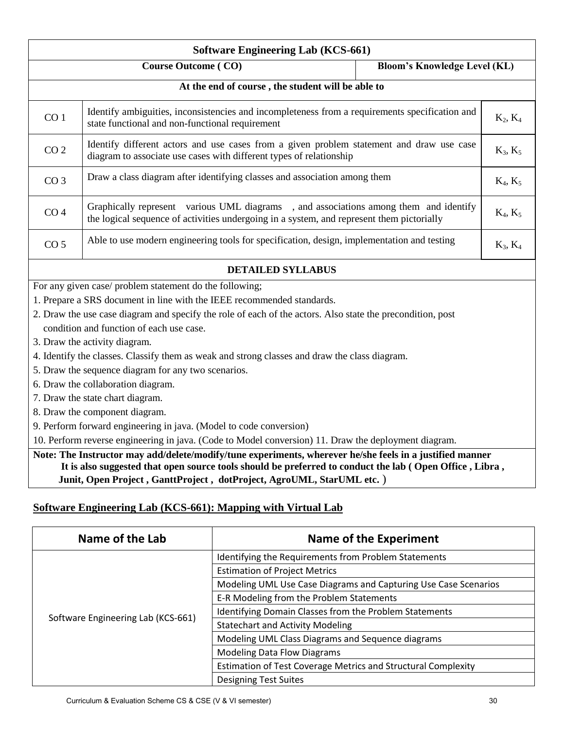| Software Engineering Lab (KCS-661) | | |
|---|---|---|
| **Course Outcome ( CO)** | | **Bloom's Knowledge Level (KL)** |
| **At the end of course , the student will be able to** | | |
| CO 1 | Identify ambiguities, inconsistencies and incompleteness from a requirements specification and state functional and non-functional requirement | $K_2$, $K_4$ |
| CO 2 | Identify different actors and use cases from a given problem statement and draw use case diagram to associate use cases with different types of relationship | $K_3$, $K_5$ |
| CO 3 | Draw a class diagram after identifying classes and association among them | $K_4$, $K_5$ |
| CO 4 | Graphically represent various UML diagrams , and associations among them and identify the logical sequence of activities undergoing in a system, and represent them pictorially | $K_4$, $K_5$ |
| CO 5 | Able to use modern engineering tools for specification, design, implementation and testing | $K_3$, $K_4$ |

**DETAILED SYLLABUS**

For any given case/ problem statement do the following;

1. Prepare a SRS document in line with the IEEE recommended standards.
2. Draw the use case diagram and specify the role of each of the actors. Also state the precondition, post condition and function of each use case.
3. Draw the activity diagram.
4. Identify the classes. Classify them as weak and strong classes and draw the class diagram.
5. Draw the sequence diagram for any two scenarios.
6. Draw the collaboration diagram.
7. Draw the state chart diagram.
8. Draw the component diagram.
9. Perform forward engineering in java. (Model to code conversion)
10. Perform reverse engineering in java. (Code to Model conversion) 11. Draw the deployment diagram.

**Note: The Instructor may add/delete/modify/tune experiments, wherever he/she feels in a justified manner It is also suggested that open source tools should be preferred to conduct the lab ( Open Office , Libra , Junit, Open Project , GanttProject , dotProject, AgroUML, StarUML etc. )**

## Software Engineering Lab (KCS-661): Mapping with Virtual Lab

| Name of the Lab | Name of the Experiment |
|---|---|
| Software Engineering Lab (KCS-661) | Identifying the Requirements from Problem Statements |
| | Estimation of Project Metrics |
| | Modeling UML Use Case Diagrams and Capturing Use Case Scenarios |
| | E-R Modeling from the Problem Statements |
| | Identifying Domain Classes from the Problem Statements |
| | Statechart and Activity Modeling |
| | Modeling UML Class Diagrams and Sequence diagrams |
| | Modeling Data Flow Diagrams |
| | Estimation of Test Coverage Metrics and Structural Complexity |
| | Designing Test Suites |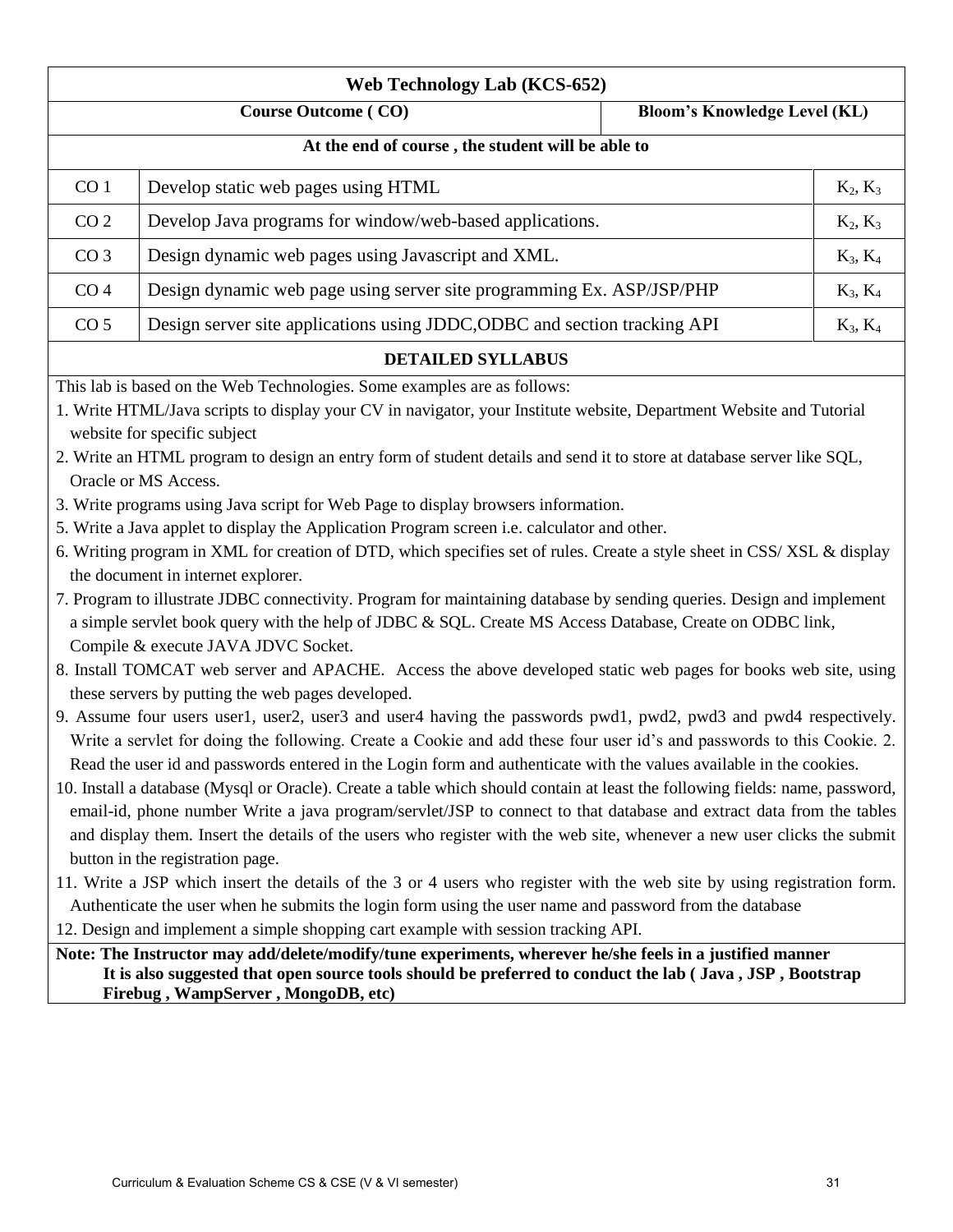| Web Technology Lab (KCS-652) | | |
|---|---|---|
| **Course Outcome ( CO)** | | **Bloom's Knowledge Level (KL)** |
| **At the end of course , the student will be able to** | | |
| CO 1 | Develop static web pages using HTML | $K_2$, $K_3$ |
| CO 2 | Develop Java programs for window/web-based applications. | $K_2$, $K_3$ |
| CO 3 | Design dynamic web pages using Javascript and XML. | $K_3$, $K_4$ |
| CO 4 | Design dynamic web page using server site programming Ex. ASP/JSP/PHP | $K_3$, $K_4$ |
| CO 5 | Design server site applications using JDDC,ODBC and section tracking API | $K_3$, $K_4$ |

**DETAILED SYLLABUS**

This lab is based on the Web Technologies. Some examples are as follows:

1. Write HTML/Java scripts to display your CV in navigator, your Institute website, Department Website and Tutorial website for specific subject
2. Write an HTML program to design an entry form of student details and send it to store at database server like SQL, Oracle or MS Access.
3. Write programs using Java script for Web Page to display browsers information.
5. Write a Java applet to display the Application Program screen i.e. calculator and other.
6. Writing program in XML for creation of DTD, which specifies set of rules. Create a style sheet in CSS/ XSL & display the document in internet explorer.
7. Program to illustrate JDBC connectivity. Program for maintaining database by sending queries. Design and implement a simple servlet book query with the help of JDBC & SQL. Create MS Access Database, Create on ODBC link, Compile & execute JAVA JDVC Socket.
8. Install TOMCAT web server and APACHE. Access the above developed static web pages for books web site, using these servers by putting the web pages developed.
9. Assume four users user1, user2, user3 and user4 having the passwords pwd1, pwd2, pwd3 and pwd4 respectively. Write a servlet for doing the following. Create a Cookie and add these four user id's and passwords to this Cookie. 2. Read the user id and passwords entered in the Login form and authenticate with the values available in the cookies.
10. Install a database (Mysql or Oracle). Create a table which should contain at least the following fields: name, password, email-id, phone number Write a java program/servlet/JSP to connect to that database and extract data from the tables and display them. Insert the details of the users who register with the web site, whenever a new user clicks the submit button in the registration page.
11. Write a JSP which insert the details of the 3 or 4 users who register with the web site by using registration form. Authenticate the user when he submits the login form using the user name and password from the database
12. Design and implement a simple shopping cart example with session tracking API.

**Note: The Instructor may add/delete/modify/tune experiments, wherever he/she feels in a justified manner**
**It is also suggested that open source tools should be preferred to conduct the lab ( Java , JSP , Bootstrap Firebug , WampServer , MongoDB, etc)**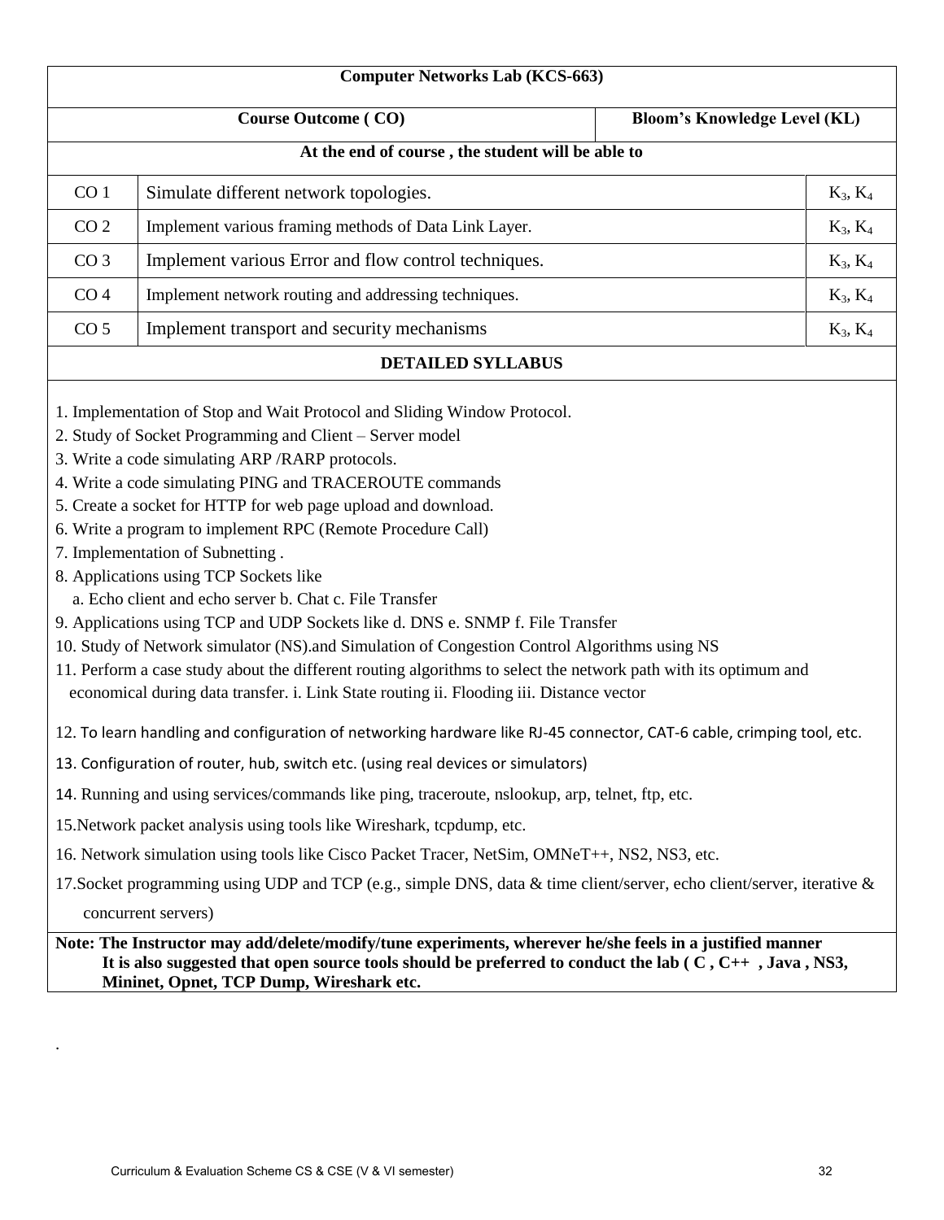| Computer Networks Lab (KCS-663) | | |
|---|---|---|
| **Course Outcome ( CO)** | | **Bloom's Knowledge Level (KL)** |
| **At the end of course , the student will be able to** | | |
| CO 1 | Simulate different network topologies. | $K_3$, $K_4$ |
| CO 2 | Implement various framing methods of Data Link Layer. | $K_3$, $K_4$ |
| CO 3 | Implement various Error and flow control techniques. | $K_3$, $K_4$ |
| CO 4 | Implement network routing and addressing techniques. | $K_3$, $K_4$ |
| CO 5 | Implement transport and security mechanisms | $K_3$, $K_4$ |

**DETAILED SYLLABUS**

1. Implementation of Stop and Wait Protocol and Sliding Window Protocol.
2. Study of Socket Programming and Client – Server model
3. Write a code simulating ARP /RARP protocols.
4. Write a code simulating PING and TRACEROUTE commands
5. Create a socket for HTTP for web page upload and download.
6. Write a program to implement RPC (Remote Procedure Call)
7. Implementation of Subnetting .
8. Applications using TCP Sockets like
   a. Echo client and echo server b. Chat c. File Transfer
9. Applications using TCP and UDP Sockets like d. DNS e. SNMP f. File Transfer
10. Study of Network simulator (NS).and Simulation of Congestion Control Algorithms using NS
11. Perform a case study about the different routing algorithms to select the network path with its optimum and economical during data transfer. i. Link State routing ii. Flooding iii. Distance vector
12. To learn handling and configuration of networking hardware like RJ-45 connector, CAT-6 cable, crimping tool, etc.
13. Configuration of router, hub, switch etc. (using real devices or simulators)
14. Running and using services/commands like ping, traceroute, nslookup, arp, telnet, ftp, etc.
15. Network packet analysis using tools like Wireshark, tcpdump, etc.
16. Network simulation using tools like Cisco Packet Tracer, NetSim, OMNeT++, NS2, NS3, etc.
17. Socket programming using UDP and TCP (e.g., simple DNS, data & time client/server, echo client/server, iterative & concurrent servers)

**Note: The Instructor may add/delete/modify/tune experiments, wherever he/she feels in a justified manner
It is also suggested that open source tools should be preferred to conduct the lab ( C , C++ , Java , NS3, Mininet, Opnet, TCP Dump, Wireshark etc.**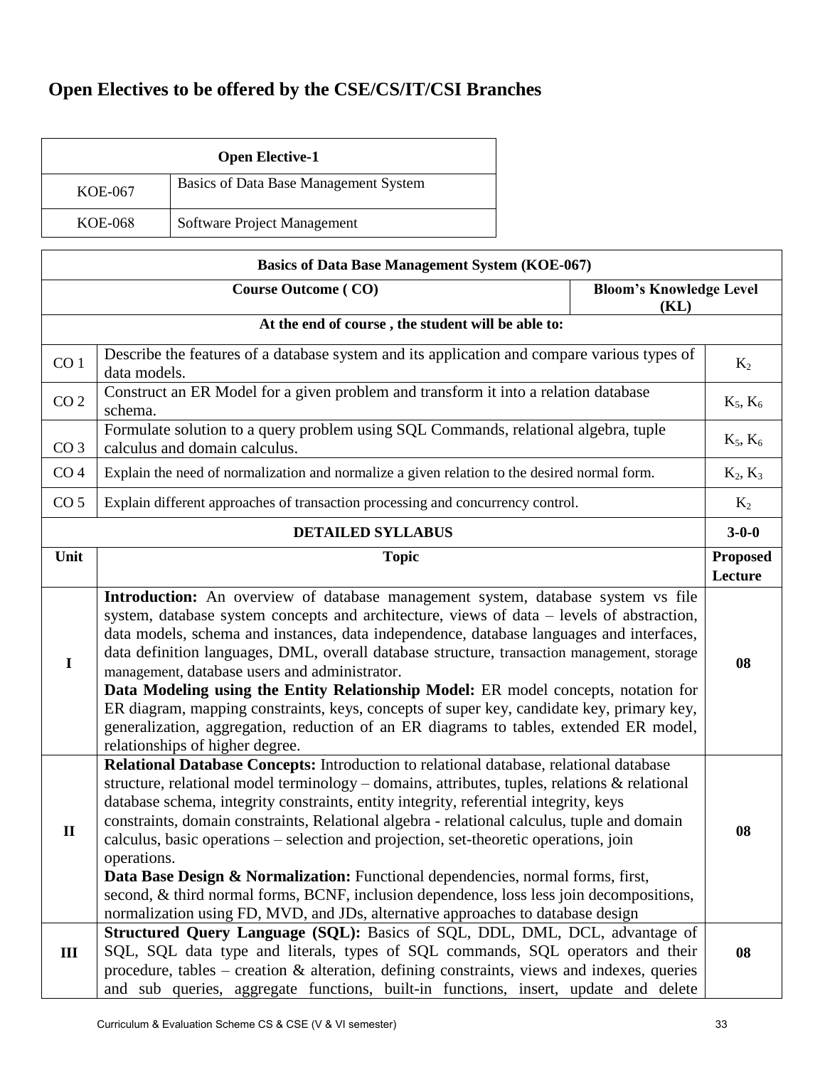## Open Electives to be offered by the CSE/CS/IT/CSI Branches

| Open Elective-1 | |
|---|---|
| KOE-067 | Basics of Data Base Management System |
| KOE-068 | Software Project Management |

| Basics of Data Base Management System (KOE-067) | | |
|---|---|---|
| **Course Outcome ( CO)** | | **Bloom's Knowledge Level (KL)** |
| **At the end of course , the student will be able to:** | | |
| CO 1 | Describe the features of a database system and its application and compare various types of data models. | $K_2$ |
| CO 2 | Construct an ER Model for a given problem and transform it into a relation database schema. | $K_5$, $K_6$ |
| CO 3 | Formulate solution to a query problem using SQL Commands, relational algebra, tuple calculus and domain calculus. | $K_5$, $K_6$ |
| CO 4 | Explain the need of normalization and normalize a given relation to the desired normal form. | $K_2$, $K_3$ |
| CO 5 | Explain different approaches of transaction processing and concurrency control. | $K_2$ |
| **DETAILED SYLLABUS** | | **3-0-0** |
| **Unit** | **Topic** | **Proposed Lecture** |
| I | **Introduction:** An overview of database management system, database system vs file system, database system concepts and architecture, views of data – levels of abstraction, data models, schema and instances, data independence, database languages and interfaces, data definition languages, DML, overall database structure, transaction management, storage management, database users and administrator. **Data Modeling using the Entity Relationship Model:** ER model concepts, notation for ER diagram, mapping constraints, keys, concepts of super key, candidate key, primary key, generalization, aggregation, reduction of an ER diagrams to tables, extended ER model, relationships of higher degree. | 08 |
| II | **Relational Database Concepts:** Introduction to relational database, relational database structure, relational model terminology – domains, attributes, tuples, relations & relational database schema, integrity constraints, entity integrity, referential integrity, keys constraints, domain constraints, Relational algebra - relational calculus, tuple and domain calculus, basic operations – selection and projection, set-theoretic operations, join operations. **Data Base Design & Normalization:** Functional dependencies, normal forms, first, second, & third normal forms, BCNF, inclusion dependence, loss less join decompositions, normalization using FD, MVD, and JDs, alternative approaches to database design | 08 |
| III | **Structured Query Language (SQL):** Basics of SQL, DDL, DML, DCL, advantage of SQL, SQL data type and literals, types of SQL commands, SQL operators and their procedure, tables – creation & alteration, defining constraints, views and indexes, queries and sub queries, aggregate functions, built-in functions, insert, update and delete | 08 |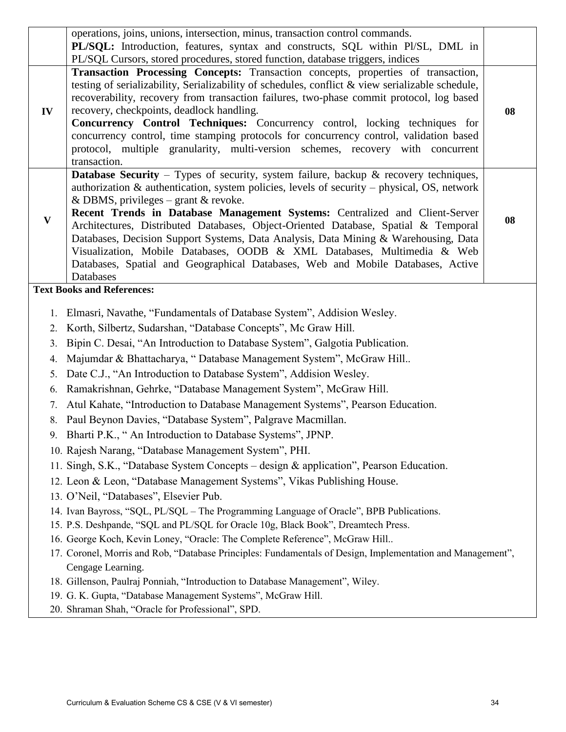| | | |
|---|---|---|
| | operations, joins, unions, intersection, minus, transaction control commands. **PL/SQL:** Introduction, features, syntax and constructs, SQL within Pl/SL, DML in PL/SQL Cursors, stored procedures, stored function, database triggers, indices | |
| **IV** | **Transaction Processing Concepts:** Transaction concepts, properties of transaction, testing of serializability, Serializability of schedules, conflict & view serializable schedule, recoverability, recovery from transaction failures, two-phase commit protocol, log based recovery, checkpoints, deadlock handling. **Concurrency Control Techniques:** Concurrency control, locking techniques for concurrency control, time stamping protocols for concurrency control, validation based protocol, multiple granularity, multi-version schemes, recovery with concurrent transaction. | **08** |
| **V** | **Database Security** – Types of security, system failure, backup & recovery techniques, authorization & authentication, system policies, levels of security – physical, OS, network & DBMS, privileges – grant & revoke. **Recent Trends in Database Management Systems:** Centralized and Client-Server Architectures, Distributed Databases, Object-Oriented Database, Spatial & Temporal Databases, Decision Support Systems, Data Analysis, Data Mining & Warehousing, Data Visualization, Mobile Databases, OODB & XML Databases, Multimedia & Web Databases, Spatial and Geographical Databases, Web and Mobile Databases, Active Databases | **08** |

**Text Books and References:**

1. Elmasri, Navathe, "Fundamentals of Database System", Addision Wesley.
2. Korth, Silbertz, Sudarshan, "Database Concepts", Mc Graw Hill.
3. Bipin C. Desai, "An Introduction to Database System", Galgotia Publication.
4. Majumdar & Bhattacharya, " Database Management System", McGraw Hill..
5. Date C.J., "An Introduction to Database System", Addision Wesley.
6. Ramakrishnan, Gehrke, "Database Management System", McGraw Hill.
7. Atul Kahate, "Introduction to Database Management Systems", Pearson Education.
8. Paul Beynon Davies, "Database System", Palgrave Macmillan.
9. Bharti P.K., " An Introduction to Database Systems", JPNP.
10. Rajesh Narang, "Database Management System", PHI.
11. Singh, S.K., "Database System Concepts – design & application", Pearson Education.
12. Leon & Leon, "Database Management Systems", Vikas Publishing House.
13. O'Neil, "Databases", Elsevier Pub.
14. Ivan Bayross, "SQL, PL/SQL – The Programming Language of Oracle", BPB Publications.
15. P.S. Deshpande, "SQL and PL/SQL for Oracle 10g, Black Book", Dreamtech Press.
16. George Koch, Kevin Loney, "Oracle: The Complete Reference", McGraw Hill..
17. Coronel, Morris and Rob, "Database Principles: Fundamentals of Design, Implementation and Management", Cengage Learning.
18. Gillenson, Paulraj Ponniah, "Introduction to Database Management", Wiley.
19. G. K. Gupta, "Database Management Systems", McGraw Hill.
20. Shraman Shah, "Oracle for Professional", SPD.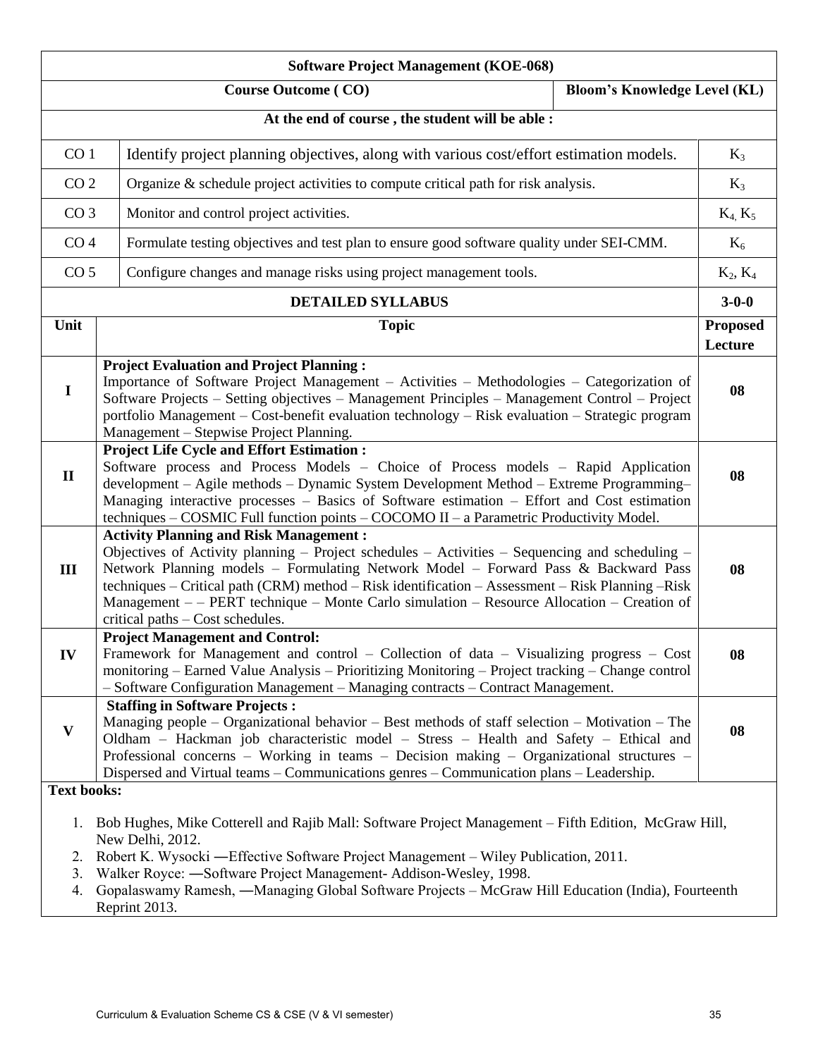## Software Project Management (KOE-068)

| Course Outcome ( CO) | | Bloom's Knowledge Level (KL) |
|---|---|---|
| **At the end of course , the student will be able :** | | |
| CO 1 | Identify project planning objectives, along with various cost/effort estimation models. | $K_3$ |
| CO 2 | Organize & schedule project activities to compute critical path for risk analysis. | $K_3$ |
| CO 3 | Monitor and control project activities. | $K_4$, $K_5$ |
| CO 4 | Formulate testing objectives and test plan to ensure good software quality under SEI-CMM. | $K_6$ |
| CO 5 | Configure changes and manage risks using project management tools. | $K_2$, $K_4$ |

**DETAILED SYLLABUS** **3-0-0**

| Unit | Topic | Proposed Lecture |
|---|---|---|
| I | **Project Evaluation and Project Planning :** Importance of Software Project Management – Activities – Methodologies – Categorization of Software Projects – Setting objectives – Management Principles – Management Control – Project portfolio Management – Cost-benefit evaluation technology – Risk evaluation – Strategic program Management – Stepwise Project Planning. | 08 |
| II | **Project Life Cycle and Effort Estimation :** Software process and Process Models – Choice of Process models – Rapid Application development – Agile methods – Dynamic System Development Method – Extreme Programming– Managing interactive processes – Basics of Software estimation – Effort and Cost estimation techniques – COSMIC Full function points – COCOMO II – a Parametric Productivity Model. | 08 |
| III | **Activity Planning and Risk Management :** Objectives of Activity planning – Project schedules – Activities – Sequencing and scheduling – Network Planning models – Formulating Network Model – Forward Pass & Backward Pass techniques – Critical path (CRM) method – Risk identification – Assessment – Risk Planning –Risk Management – – PERT technique – Monte Carlo simulation – Resource Allocation – Creation of critical paths – Cost schedules. | 08 |
| IV | **Project Management and Control:** Framework for Management and control – Collection of data – Visualizing progress – Cost monitoring – Earned Value Analysis – Prioritizing Monitoring – Project tracking – Change control – Software Configuration Management – Managing contracts – Contract Management. | 08 |
| V | **Staffing in Software Projects :** Managing people – Organizational behavior – Best methods of staff selection – Motivation – The Oldham – Hackman job characteristic model – Stress – Health and Safety – Ethical and Professional concerns – Working in teams – Decision making – Organizational structures – Dispersed and Virtual teams – Communications genres – Communication plans – Leadership. | 08 |

**Text books:**

1. Bob Hughes, Mike Cotterell and Rajib Mall: Software Project Management – Fifth Edition, McGraw Hill, New Delhi, 2012.
2. Robert K. Wysocki ―Effective Software Project Management – Wiley Publication, 2011.
3. Walker Royce: ―Software Project Management- Addison-Wesley, 1998.
4. Gopalaswamy Ramesh, ―Managing Global Software Projects – McGraw Hill Education (India), Fourteenth Reprint 2013.